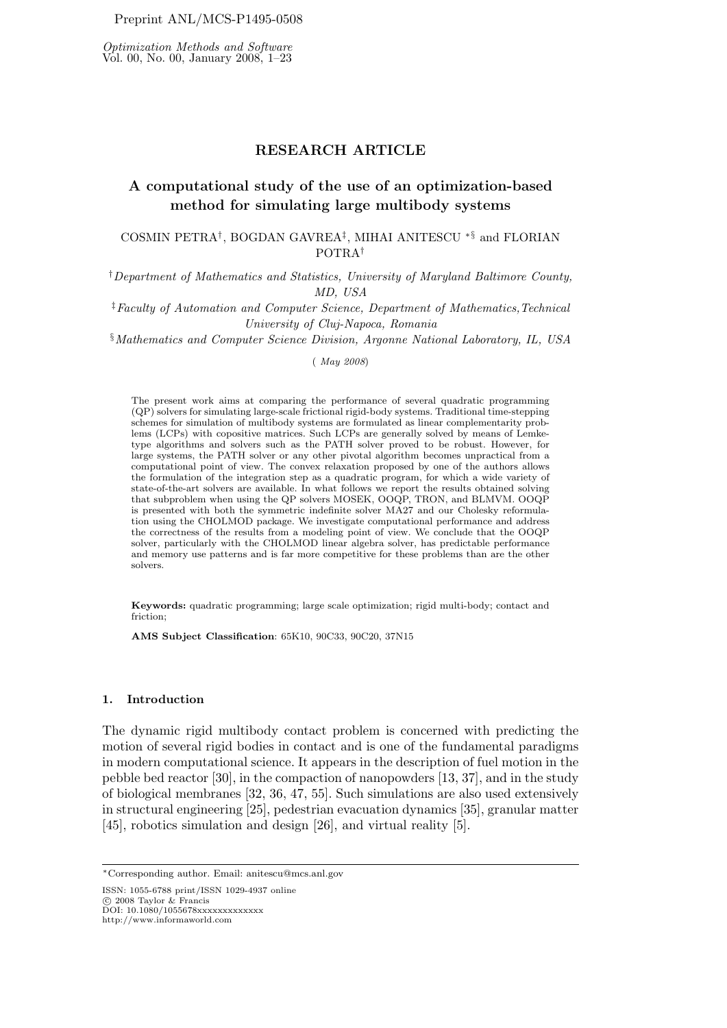Preprint ANL/MCS-P1495-0508

*Optimization Methods and Software*
Vol. 00, No. 00, January 2008, 1–23

**RESEARCH ARTICLE**

# A computational study of the use of an optimization-based method for simulating large multibody systems

COSMIN PETRA[†], BOGDAN GAVREA[‡], MIHAI ANITESCU [∗§] and FLORIAN POTRA[†]

[†] *Department of Mathematics and Statistics, University of Maryland Baltimore County, MD, USA*

[‡] *Faculty of Automation and Computer Science, Department of Mathematics, Technical University of Cluj-Napoca, Romania*

[§] *Mathematics and Computer Science Division, Argonne National Laboratory, IL, USA*

( *May 2008*)

The present work aims at comparing the performance of several quadratic programming (QP) solvers for simulating large-scale frictional rigid-body systems. Traditional time-stepping schemes for simulation of multibody systems are formulated as linear complementarity problems (LCPs) with copositive matrices. Such LCPs are generally solved by means of Lemke-type algorithms and solvers such as the PATH solver proved to be robust. However, for large systems, the PATH solver or any other pivotal algorithm becomes unpractical from a computational point of view. The convex relaxation proposed by one of the authors allows the formulation of the integration step as a quadratic program, for which a wide variety of state-of-the-art solvers are available. In what follows we report the results obtained solving that subproblem when using the QP solvers MOSEK, OOQP, TRON, and BLMVM. OOQP is presented with both the symmetric indefinite solver MA27 and our Cholesky reformulation using the CHOLMOD package. We investigate computational performance and address the correctness of the results from a modeling point of view. We conclude that the OOQP solver, particularly with the CHOLMOD linear algebra solver, has predictable performance and memory use patterns and is far more competitive for these problems than are the other solvers.

**Keywords:** quadratic programming; large scale optimization; rigid multi-body; contact and friction;

**AMS Subject Classification**: 65K10, 90C33, 90C20, 37N15

## 1. Introduction

The dynamic rigid multibody contact problem is concerned with predicting the motion of several rigid bodies in contact and is one of the fundamental paradigms in modern computational science. It appears in the description of fuel motion in the pebble bed reactor [30], in the compaction of nanopowders [13, 37], and in the study of biological membranes [32, 36, 47, 55]. Such simulations are also used extensively in structural engineering [25], pedestrian evacuation dynamics [35], granular matter [45], robotics simulation and design [26], and virtual reality [5].

---

[∗]Corresponding author. Email: anitescu@mcs.anl.gov

ISSN: 1055-6788 print/ISSN 1029-4937 online
© 2008 Taylor & Francis
DOI: 10.1080/1055678xxxxxxxxxxxxx
http://www.informaworld.com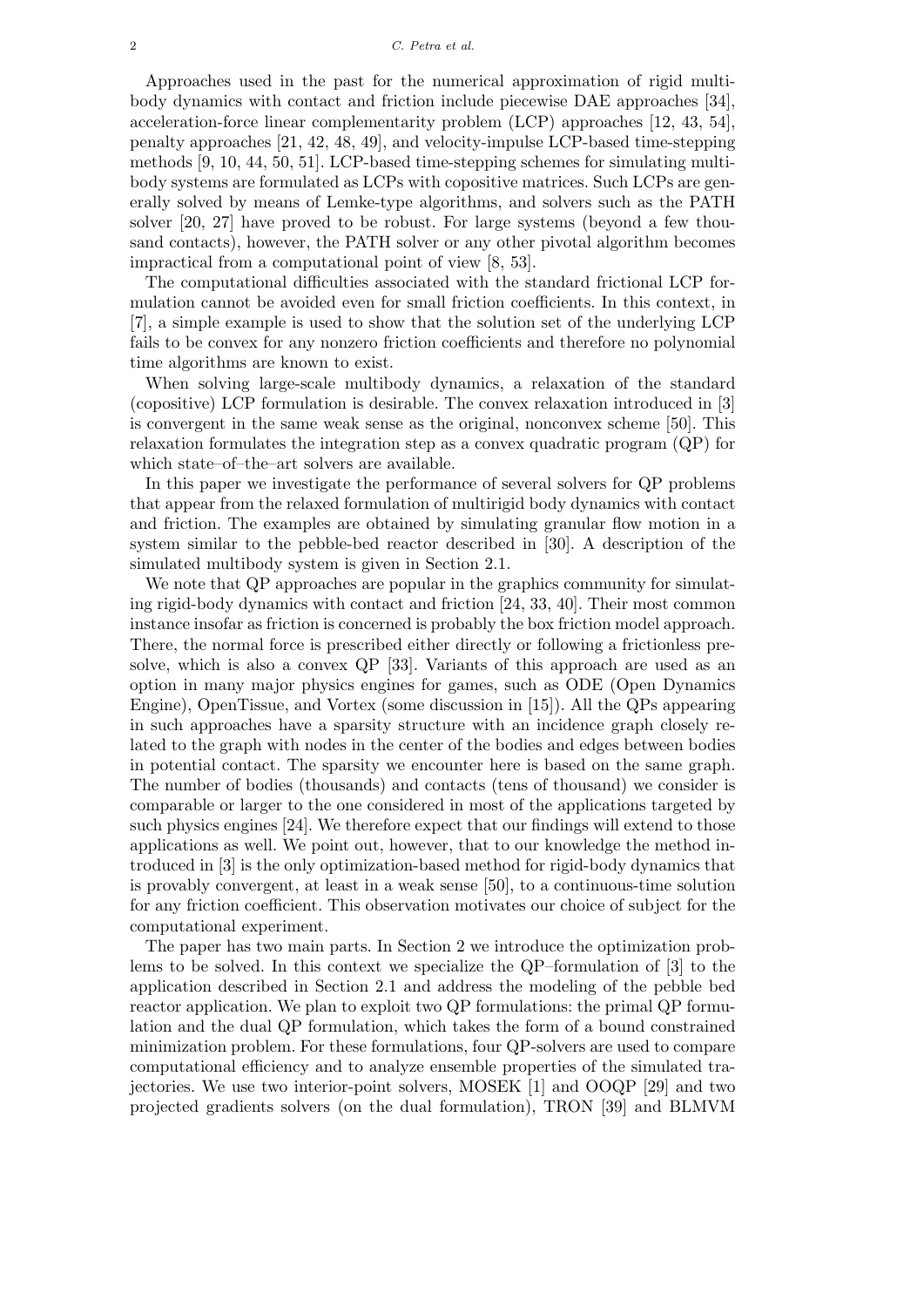Approaches used in the past for the numerical approximation of rigid multibody dynamics with contact and friction include piecewise DAE approaches [34], acceleration-force linear complementarity problem (LCP) approaches [12, 43, 54], penalty approaches [21, 42, 48, 49], and velocity-impulse LCP-based time-stepping methods [9, 10, 44, 50, 51]. LCP-based time-stepping schemes for simulating multibody systems are formulated as LCPs with copositive matrices. Such LCPs are generally solved by means of Lemke-type algorithms, and solvers such as the PATH solver [20, 27] have proved to be robust. For large systems (beyond a few thousand contacts), however, the PATH solver or any other pivotal algorithm becomes impractical from a computational point of view [8, 53].

The computational difficulties associated with the standard frictional LCP formulation cannot be avoided even for small friction coefficients. In this context, in [7], a simple example is used to show that the solution set of the underlying LCP fails to be convex for any nonzero friction coefficients and therefore no polynomial time algorithms are known to exist.

When solving large-scale multibody dynamics, a relaxation of the standard (copositive) LCP formulation is desirable. The convex relaxation introduced in [3] is convergent in the same weak sense as the original, nonconvex scheme [50]. This relaxation formulates the integration step as a convex quadratic program (QP) for which state–of–the–art solvers are available.

In this paper we investigate the performance of several solvers for QP problems that appear from the relaxed formulation of multirigid body dynamics with contact and friction. The examples are obtained by simulating granular flow motion in a system similar to the pebble-bed reactor described in [30]. A description of the simulated multibody system is given in Section 2.1.

We note that QP approaches are popular in the graphics community for simulating rigid-body dynamics with contact and friction [24, 33, 40]. Their most common instance insofar as friction is concerned is probably the box friction model approach. There, the normal force is prescribed either directly or following a frictionless presolve, which is also a convex QP [33]. Variants of this approach are used as an option in many major physics engines for games, such as ODE (Open Dynamics Engine), OpenTissue, and Vortex (some discussion in [15]). All the QPs appearing in such approaches have a sparsity structure with an incidence graph closely related to the graph with nodes in the center of the bodies and edges between bodies in potential contact. The sparsity we encounter here is based on the same graph. The number of bodies (thousands) and contacts (tens of thousand) we consider is comparable or larger to the one considered in most of the applications targeted by such physics engines [24]. We therefore expect that our findings will extend to those applications as well. We point out, however, that to our knowledge the method introduced in [3] is the only optimization-based method for rigid-body dynamics that is provably convergent, at least in a weak sense [50], to a continuous-time solution for any friction coefficient. This observation motivates our choice of subject for the computational experiment.

The paper has two main parts. In Section 2 we introduce the optimization problems to be solved. In this context we specialize the QP–formulation of [3] to the application described in Section 2.1 and address the modeling of the pebble bed reactor application. We plan to exploit two QP formulations: the primal QP formulation and the dual QP formulation, which takes the form of a bound constrained minimization problem. For these formulations, four QP-solvers are used to compare computational efficiency and to analyze ensemble properties of the simulated trajectories. We use two interior-point solvers, MOSEK [1] and OOQP [29] and two projected gradients solvers (on the dual formulation), TRON [39] and BLMVM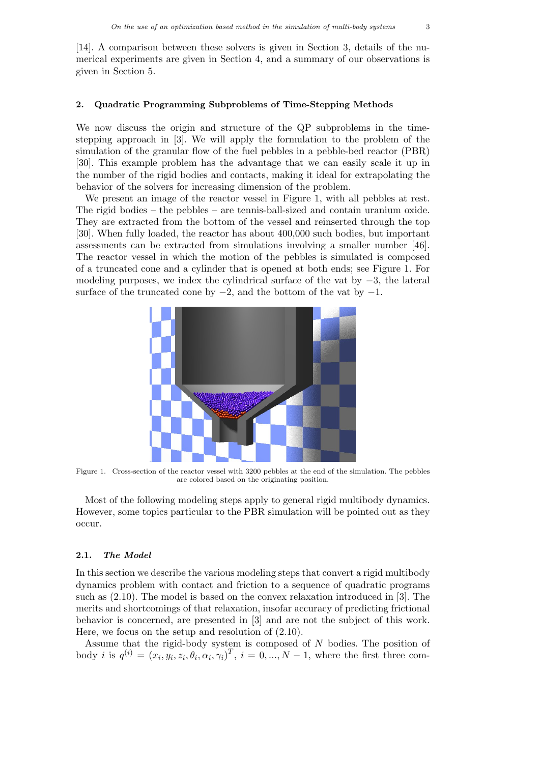[14]. A comparison between these solvers is given in Section 3, details of the numerical experiments are given in Section 4, and a summary of our observations is given in Section 5.

## 2. Quadratic Programming Subproblems of Time-Stepping Methods

We now discuss the origin and structure of the QP subproblems in the time-stepping approach in [3]. We will apply the formulation to the problem of the simulation of the granular flow of the fuel pebbles in a pebble-bed reactor (PBR) [30]. This example problem has the advantage that we can easily scale it up in the number of the rigid bodies and contacts, making it ideal for extrapolating the behavior of the solvers for increasing dimension of the problem.

We present an image of the reactor vessel in Figure 1, with all pebbles at rest. The rigid bodies – the pebbles – are tennis-ball-sized and contain uranium oxide. They are extracted from the bottom of the vessel and reinserted through the top [30]. When fully loaded, the reactor has about 400,000 such bodies, but important assessments can be extracted from simulations involving a smaller number [46]. The reactor vessel in which the motion of the pebbles is simulated is composed of a truncated cone and a cylinder that is opened at both ends; see Figure 1. For modeling purposes, we index the cylindrical surface of the vat by $-3$, the lateral surface of the truncated cone by $-2$, and the bottom of the vat by $-1$.

Figure 1. Cross-section of the reactor vessel with 3200 pebbles at the end of the simulation. The pebbles are colored based on the originating position.

Most of the following modeling steps apply to general rigid multibody dynamics. However, some topics particular to the PBR simulation will be pointed out as they occur.

### 2.1. *The Model*

In this section we describe the various modeling steps that convert a rigid multibody dynamics problem with contact and friction to a sequence of quadratic programs such as (2.10). The model is based on the convex relaxation introduced in [3]. The merits and shortcomings of that relaxation, insofar accuracy of predicting frictional behavior is concerned, are presented in [3] and are not the subject of this work. Here, we focus on the setup and resolution of (2.10).

Assume that the rigid-body system is composed of $N$ bodies. The position of body $i$ is $q^{(i)} = (x_i, y_i, z_i, \theta_i, \alpha_i, \gamma_i)^T$, $i = 0, ..., N-1$, where the first three com-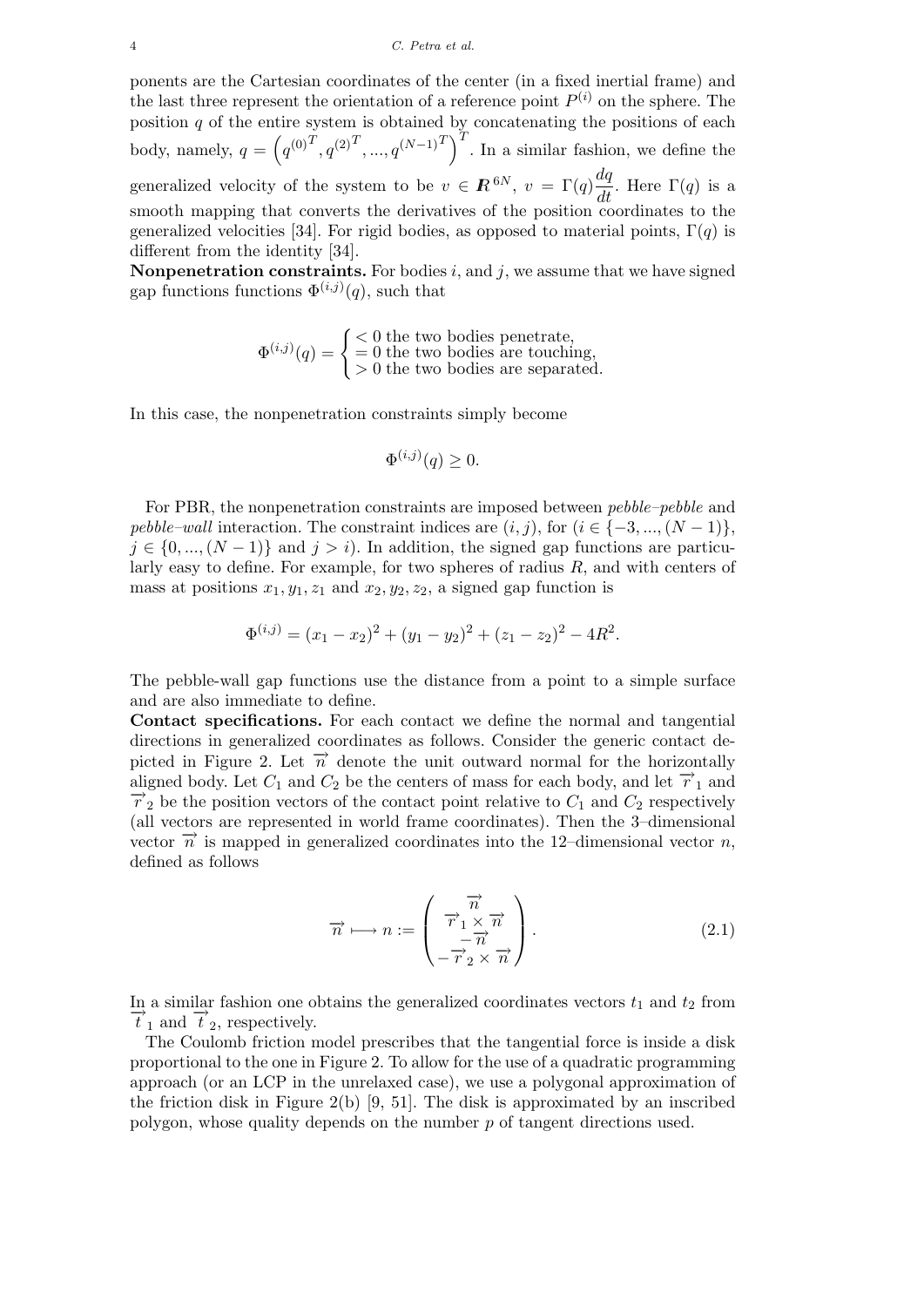ponents are the Cartesian coordinates of the center (in a fixed inertial frame) and the last three represent the orientation of a reference point $P^{(i)}$ on the sphere. The position $q$ of the entire system is obtained by concatenating the positions of each body, namely, $q = \left(q^{(0)^T}, q^{(2)^T}, ..., q^{(N-1)^T}\right)^T$. In a similar fashion, we define the generalized velocity of the system to be $v \in \boldsymbol{R}^{6N}$, $v = \Gamma(q)\dfrac{dq}{dt}$. Here $\Gamma(q)$ is a smooth mapping that converts the derivatives of the position coordinates to the generalized velocities [34]. For rigid bodies, as opposed to material points, $\Gamma(q)$ is different from the identity [34].

**Nonpenetration constraints.** For bodies $i$, and $j$, we assume that we have signed gap functions functions $\Phi^{(i,j)}(q)$, such that

$$\Phi^{(i,j)}(q) = \begin{cases} < 0 \text{ the two bodies penetrate,} \\ = 0 \text{ the two bodies are touching,} \\ > 0 \text{ the two bodies are separated.} \end{cases}$$

In this case, the nonpenetration constraints simply become

$$\Phi^{(i,j)}(q) \geq 0.$$

For PBR, the nonpenetration constraints are imposed between *pebble–pebble* and *pebble–wall* interaction. The constraint indices are $(i, j)$, for $(i \in \{-3, ..., (N-1)\}$, $j \in \{0, ..., (N-1)\}$ and $j > i)$. In addition, the signed gap functions are particularly easy to define. For example, for two spheres of radius $R$, and with centers of mass at positions $x_1, y_1, z_1$ and $x_2, y_2, z_2$, a signed gap function is

$$\Phi^{(i,j)} = (x_1 - x_2)^2 + (y_1 - y_2)^2 + (z_1 - z_2)^2 - 4R^2.$$

The pebble-wall gap functions use the distance from a point to a simple surface and are also immediate to define.

**Contact specifications.** For each contact we define the normal and tangential directions in generalized coordinates as follows. Consider the generic contact depicted in Figure 2. Let $\overrightarrow{n}$ denote the unit outward normal for the horizontally aligned body. Let $C_1$ and $C_2$ be the centers of mass for each body, and let $\overrightarrow{r}_1$ and $\overrightarrow{r}_2$ be the position vectors of the contact point relative to $C_1$ and $C_2$ respectively (all vectors are represented in world frame coordinates). Then the 3–dimensional vector $\overrightarrow{n}$ is mapped in generalized coordinates into the 12–dimensional vector $n$, defined as follows

$$\overrightarrow{n} \longmapsto n := \begin{pmatrix} \overrightarrow{n} \\ \overrightarrow{r}_1 \times \overrightarrow{n} \\ -\overrightarrow{n} \\ -\overrightarrow{r}_2 \times \overrightarrow{n} \end{pmatrix}. \tag{2.1}$$

In a similar fashion one obtains the generalized coordinates vectors $t_1$ and $t_2$ from $\overrightarrow{t}_1$ and $\overrightarrow{t}_2$, respectively.

The Coulomb friction model prescribes that the tangential force is inside a disk proportional to the one in Figure 2. To allow for the use of a quadratic programming approach (or an LCP in the unrelaxed case), we use a polygonal approximation of the friction disk in Figure 2(b) [9, 51]. The disk is approximated by an inscribed polygon, whose quality depends on the number $p$ of tangent directions used.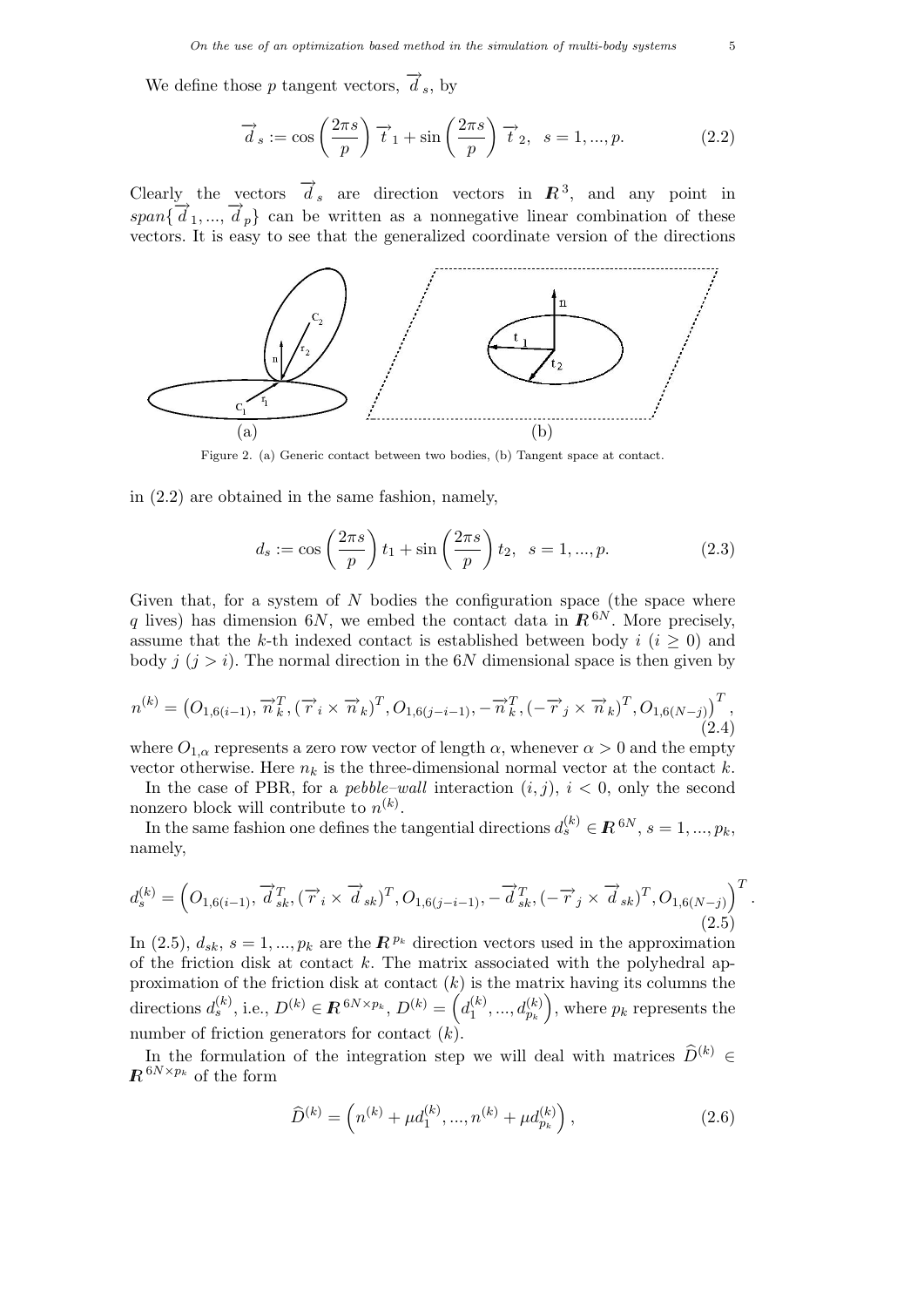We define those $p$ tangent vectors, $\overrightarrow{d}_s$, by

$$\overrightarrow{d}_s := \cos\left(\frac{2\pi s}{p}\right)\overrightarrow{t}_1 + \sin\left(\frac{2\pi s}{p}\right)\overrightarrow{t}_2, \quad s = 1, ..., p. \tag{2.2}$$

Clearly the vectors $\overrightarrow{d}_s$ are direction vectors in $\boldsymbol{R}^3$, and any point in $span\{\overrightarrow{d}_1, ..., \overrightarrow{d}_p\}$ can be written as a nonnegative linear combination of these vectors. It is easy to see that the generalized coordinate version of the directions

Figure 2. (a) Generic contact between two bodies, (b) Tangent space at contact.

in (2.2) are obtained in the same fashion, namely,

$$d_s := \cos\left(\frac{2\pi s}{p}\right) t_1 + \sin\left(\frac{2\pi s}{p}\right) t_2, \quad s = 1, ..., p. \tag{2.3}$$

Given that, for a system of $N$ bodies the configuration space (the space where $q$ lives) has dimension $6N$, we embed the contact data in $\boldsymbol{R}^{6N}$. More precisely, assume that the $k$-th indexed contact is established between body $i$ ($i \geq 0$) and body $j$ ($j > i$). The normal direction in the $6N$ dimensional space is then given by

$$n^{(k)} = \left(O_{1,6(i-1)}, \overrightarrow{n}_k^T, (\overrightarrow{r}_i \times \overrightarrow{n}_k)^T, O_{1,6(j-i-1)}, -\overrightarrow{n}_k^T, (-\overrightarrow{r}_j \times \overrightarrow{n}_k)^T, O_{1,6(N-j)}\right)^T, \tag{2.4}$$

where $O_{1,\alpha}$ represents a zero row vector of length $\alpha$, whenever $\alpha > 0$ and the empty vector otherwise. Here $n_k$ is the three-dimensional normal vector at the contact $k$.

In the case of PBR, for a *pebble–wall* interaction $(i, j)$, $i < 0$, only the second nonzero block will contribute to $n^{(k)}$.

In the same fashion one defines the tangential directions $d_s^{(k)} \in \boldsymbol{R}^{6N}$, $s = 1, ..., p_k$, namely,

$$d_s^{(k)} = \left(O_{1,6(i-1)}, \overrightarrow{d}_{sk}^T, (\overrightarrow{r}_i \times \overrightarrow{d}_{sk})^T, O_{1,6(j-i-1)}, -\overrightarrow{d}_{sk}^T, (-\overrightarrow{r}_j \times \overrightarrow{d}_{sk})^T, O_{1,6(N-j)}\right)^T. \tag{2.5}$$

In (2.5), $d_{sk}$, $s = 1, ..., p_k$ are the $\boldsymbol{R}^{p_k}$ direction vectors used in the approximation of the friction disk at contact $k$. The matrix associated with the polyhedral approximation of the friction disk at contact $(k)$ is the matrix having its columns the directions $d_s^{(k)}$, i.e., $D^{(k)} \in \boldsymbol{R}^{6N \times p_k}$, $D^{(k)} = \left(d_1^{(k)}, ..., d_{p_k}^{(k)}\right)$, where $p_k$ represents the number of friction generators for contact $(k)$.

In the formulation of the integration step we will deal with matrices $\widehat{D}^{(k)} \in \boldsymbol{R}^{6N \times p_k}$ of the form

$$\widehat{D}^{(k)} = \left(n^{(k)} + \mu d_1^{(k)}, ..., n^{(k)} + \mu d_{p_k}^{(k)}\right), \tag{2.6}$$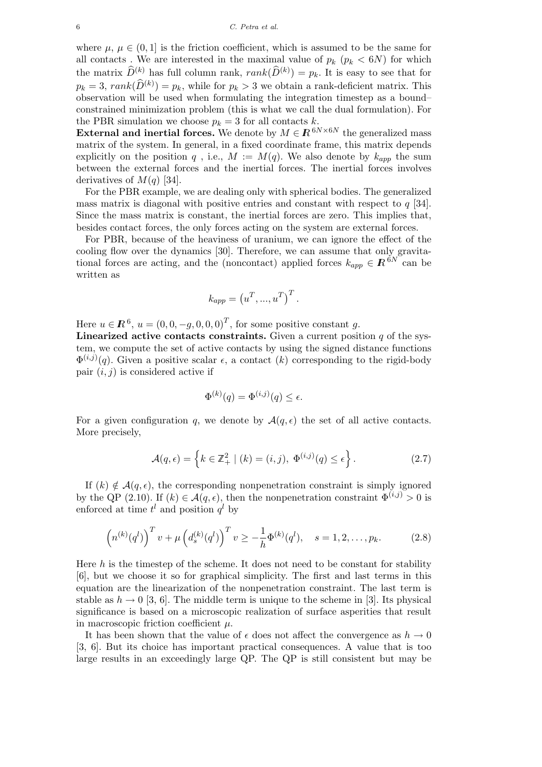where $\mu$, $\mu \in (0,1]$ is the friction coefficient, which is assumed to be the same for all contacts . We are interested in the maximal value of $p_k$ ($p_k < 6N$) for which the matrix $\widehat{D}^{(k)}$ has full column rank, $rank(\widehat{D}^{(k)}) = p_k$. It is easy to see that for $p_k = 3$, $rank(\widehat{D}^{(k)}) = p_k$, while for $p_k > 3$ we obtain a rank-deficient matrix. This observation will be used when formulating the integration timestep as a bound–constrained minimization problem (this is what we call the dual formulation). For the PBR simulation we choose $p_k = 3$ for all contacts $k$.

**External and inertial forces.** We denote by $M \in \boldsymbol{R}^{6N \times 6N}$ the generalized mass matrix of the system. In general, in a fixed coordinate frame, this matrix depends explicitly on the position $q$ , i.e., $M := M(q)$. We also denote by $k_{app}$ the sum between the external forces and the inertial forces. The inertial forces involves derivatives of $M(q)$ [34].

For the PBR example, we are dealing only with spherical bodies. The generalized mass matrix is diagonal with positive entries and constant with respect to $q$ [34]. Since the mass matrix is constant, the inertial forces are zero. This implies that, besides contact forces, the only forces acting on the system are external forces.

For PBR, because of the heaviness of uranium, we can ignore the effect of the cooling flow over the dynamics [30]. Therefore, we can assume that only gravitational forces are acting, and the (noncontact) applied forces $k_{app} \in \boldsymbol{R}^{6N}$ can be written as

$$k_{app} = \left(u^T, ..., u^T\right)^T.$$

Here $u \in \boldsymbol{R}^6$, $u = (0, 0, -g, 0, 0, 0)^T$, for some positive constant $g$.

**Linearized active contacts constraints.** Given a current position $q$ of the system, we compute the set of active contacts by using the signed distance functions $\Phi^{(i,j)}(q)$. Given a positive scalar $\epsilon$, a contact $(k)$ corresponding to the rigid-body pair $(i,j)$ is considered active if

$$\Phi^{(k)}(q) = \Phi^{(i,j)}(q) \leq \epsilon.$$

For a given configuration $q$, we denote by $\mathcal{A}(q,\epsilon)$ the set of all active contacts. More precisely,

$$\mathcal{A}(q,\epsilon) = \left\{ k \in \mathbb{Z}_+^2 \mid (k) = (i,j),\ \Phi^{(i,j)}(q) \leq \epsilon \right\}. \tag{2.7}$$

If $(k) \notin \mathcal{A}(q,\epsilon)$, the corresponding nonpenetration constraint is simply ignored by the QP (2.10). If $(k) \in \mathcal{A}(q,\epsilon)$, then the nonpenetration constraint $\Phi^{(i,j)} > 0$ is enforced at time $t^l$ and position $q^l$ by

$$\left(n^{(k)}(q^l)\right)^T v + \mu \left(d_s^{(k)}(q^l)\right)^T v \geq -\frac{1}{h}\Phi^{(k)}(q^l), \quad s = 1, 2, \ldots, p_k. \tag{2.8}$$

Here $h$ is the timestep of the scheme. It does not need to be constant for stability [6], but we choose it so for graphical simplicity. The first and last terms in this equation are the linearization of the nonpenetration constraint. The last term is stable as $h \to 0$ [3, 6]. The middle term is unique to the scheme in [3]. Its physical significance is based on a microscopic realization of surface asperities that result in macroscopic friction coefficient $\mu$.

It has been shown that the value of $\epsilon$ does not affect the convergence as $h \to 0$ [3, 6]. But its choice has important practical consequences. A value that is too large results in an exceedingly large QP. The QP is still consistent but may be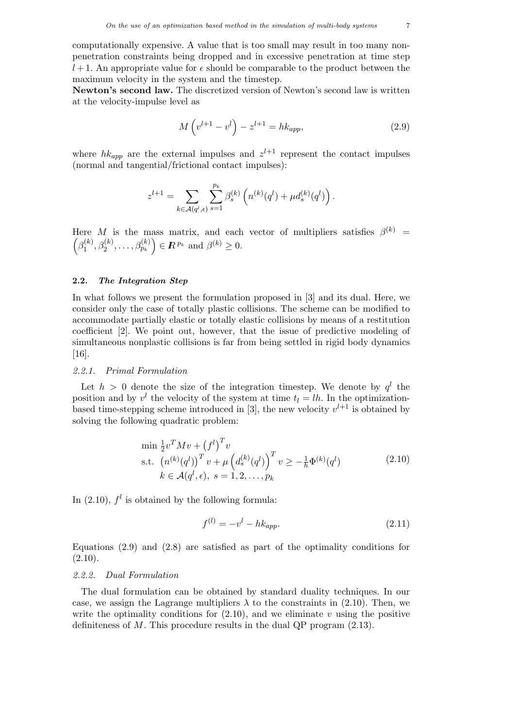computationally expensive. A value that is too small may result in too many non-penetration constraints being dropped and in excessive penetration at time step $l+1$. An appropriate value for $\epsilon$ should be comparable to the product between the maximum velocity in the system and the timestep.

**Newton's second law.** The discretized version of Newton's second law is written at the velocity-impulse level as

$$M\left(v^{l+1}-v^{l}\right)-z^{l+1}=hk_{app}, \tag{2.9}$$

where $hk_{app}$ are the external impulses and $z^{l+1}$ represent the contact impulses (normal and tangential/frictional contact impulses):

$$z^{l+1}=\sum_{k\in\mathcal{A}(q^l,\epsilon)}\sum_{s=1}^{p_k}\beta_s^{(k)}\left(n^{(k)}(q^l)+\mu d_s^{(k)}(q^l)\right).$$

Here $M$ is the mass matrix, and each vector of multipliers satisfies $\beta^{(k)}=\left(\beta_1^{(k)},\beta_2^{(k)},\ldots,\beta_{p_k}^{(k)}\right)\in\boldsymbol{R}^{p_k}$ and $\beta^{(k)}\geq 0$.

### 2.2. *The Integration Step*

In what follows we present the formulation proposed in [3] and its dual. Here, we consider only the case of totally plastic collisions. The scheme can be modified to accommodate partially elastic or totally elastic collisions by means of a restitution coefficient [2]. We point out, however, that the issue of predictive modeling of simultaneous nonplastic collisions is far from being settled in rigid body dynamics [16].

#### *2.2.1. Primal Formulation*

Let $h>0$ denote the size of the integration timestep. We denote by $q^l$ the position and by $v^l$ the velocity of the system at time $t_l=lh$. In the optimization-based time-stepping scheme introduced in [3], the new velocity $v^{l+1}$ is obtained by solving the following quadratic problem:

$$\begin{aligned}
&\min\ \tfrac{1}{2}v^TMv+\left(f^l\right)^Tv\\
&\text{s.t. }\left(n^{(k)}(q^l)\right)^Tv+\mu\left(d_s^{(k)}(q^l)\right)^Tv\geq-\tfrac{1}{h}\Phi^{(k)}(q^l)\\
&\quad\ k\in\mathcal{A}(q^l,\epsilon),\ s=1,2,\ldots,p_k
\end{aligned} \tag{2.10}$$

In (2.10), $f^l$ is obtained by the following formula:

$$f^{(l)}=-v^l-hk_{app}. \tag{2.11}$$

Equations (2.9) and (2.8) are satisfied as part of the optimality conditions for (2.10).

#### *2.2.2. Dual Formulation*

The dual formulation can be obtained by standard duality techniques. In our case, we assign the Lagrange multipliers $\lambda$ to the constraints in (2.10). Then, we write the optimality conditions for (2.10), and we eliminate $v$ using the positive definiteness of $M$. This procedure results in the dual QP program (2.13).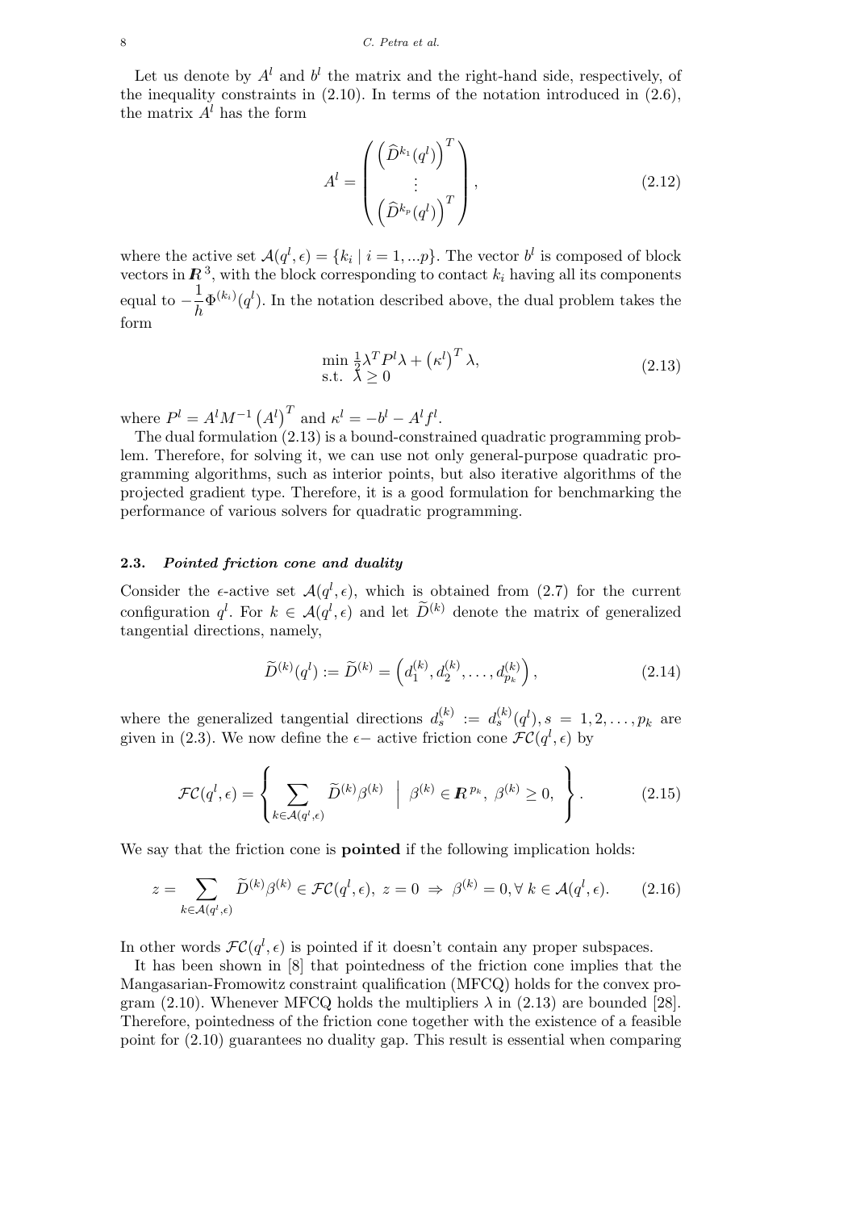Let us denote by $A^l$ and $b^l$ the matrix and the right-hand side, respectively, of the inequality constraints in (2.10). In terms of the notation introduced in (2.6), the matrix $A^l$ has the form

$$
A^l = \begin{pmatrix} \left(\widehat{D}^{k_1}(q^l)\right)^T \\ \vdots \\ \left(\widehat{D}^{k_p}(q^l)\right)^T \end{pmatrix}, \tag{2.12}
$$

where the active set $\mathcal{A}(q^l, \epsilon) = \{k_i \mid i = 1, ...p\}$. The vector $b^l$ is composed of block vectors in $\boldsymbol{R}^3$, with the block corresponding to contact $k_i$ having all its components equal to $-\frac{1}{h}\Phi^{(k_i)}(q^l)$. In the notation described above, the dual problem takes the form

$$
\begin{array}{ll} \min & \frac{1}{2}\lambda^T P^l \lambda + \left(\kappa^l\right)^T \lambda, \\ \text{s.t.} & \lambda \geq 0 \end{array} \tag{2.13}
$$

where $P^l = A^l M^{-1} \left(A^l\right)^T$ and $\kappa^l = -b^l - A^l f^l$.

The dual formulation (2.13) is a bound-constrained quadratic programming problem. Therefore, for solving it, we can use not only general-purpose quadratic programming algorithms, such as interior points, but also iterative algorithms of the projected gradient type. Therefore, it is a good formulation for benchmarking the performance of various solvers for quadratic programming.

### 2.3. *Pointed friction cone and duality*

Consider the $\epsilon$-active set $\mathcal{A}(q^l, \epsilon)$, which is obtained from (2.7) for the current configuration $q^l$. For $k \in \mathcal{A}(q^l, \epsilon)$ and let $\widetilde{D}^{(k)}$ denote the matrix of generalized tangential directions, namely,

$$
\widetilde{D}^{(k)}(q^l) := \widetilde{D}^{(k)} = \left(d_1^{(k)}, d_2^{(k)}, \ldots, d_{p_k}^{(k)}\right), \tag{2.14}
$$

where the generalized tangential directions $d_s^{(k)} := d_s^{(k)}(q^l), s = 1, 2, \ldots, p_k$ are given in (2.3). We now define the $\epsilon-$ active friction cone $\mathcal{FC}(q^l, \epsilon)$ by

$$
\mathcal{FC}(q^l, \epsilon) = \left\{ \sum_{k \in \mathcal{A}(q^l, \epsilon)} \widetilde{D}^{(k)} \beta^{(k)} \;\middle|\; \beta^{(k)} \in \boldsymbol{R}^{p_k},\ \beta^{(k)} \geq 0, \right\}. \tag{2.15}
$$

We say that the friction cone is **pointed** if the following implication holds:

$$
z = \sum_{k \in \mathcal{A}(q^l, \epsilon)} \widetilde{D}^{(k)} \beta^{(k)} \in \mathcal{FC}(q^l, \epsilon),\ z = 0 \ \Rightarrow\ \beta^{(k)} = 0, \forall\ k \in \mathcal{A}(q^l, \epsilon). \tag{2.16}
$$

In other words $\mathcal{FC}(q^l, \epsilon)$ is pointed if it doesn't contain any proper subspaces.

It has been shown in [8] that pointedness of the friction cone implies that the Mangasarian-Fromowitz constraint qualification (MFCQ) holds for the convex program (2.10). Whenever MFCQ holds the multipliers $\lambda$ in (2.13) are bounded [28]. Therefore, pointedness of the friction cone together with the existence of a feasible point for (2.10) guarantees no duality gap. This result is essential when comparing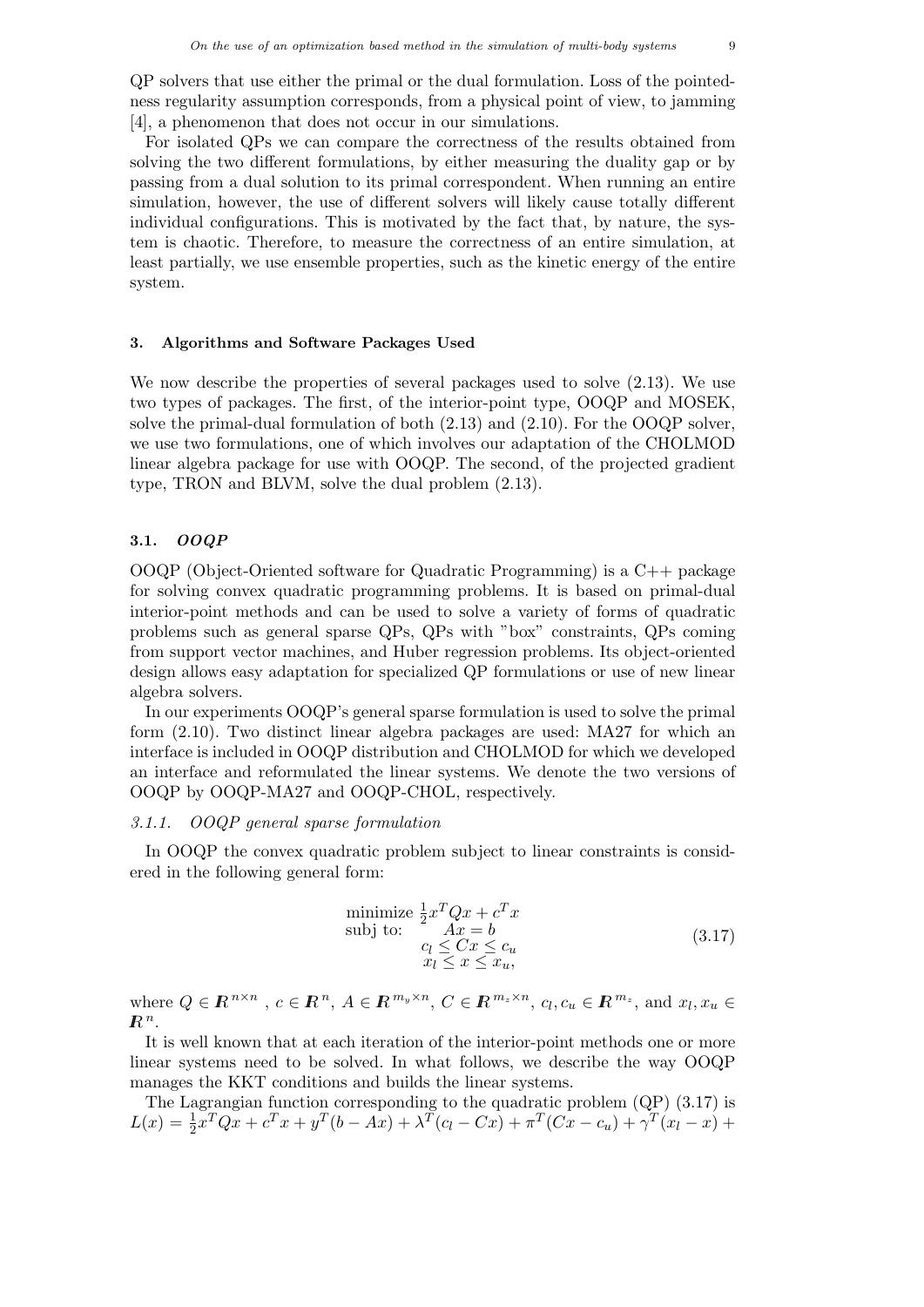QP solvers that use either the primal or the dual formulation. Loss of the pointedness regularity assumption corresponds, from a physical point of view, to jamming [4], a phenomenon that does not occur in our simulations.

For isolated QPs we can compare the correctness of the results obtained from solving the two different formulations, by either measuring the duality gap or by passing from a dual solution to its primal correspondent. When running an entire simulation, however, the use of different solvers will likely cause totally different individual configurations. This is motivated by the fact that, by nature, the system is chaotic. Therefore, to measure the correctness of an entire simulation, at least partially, we use ensemble properties, such as the kinetic energy of the entire system.

## 3. Algorithms and Software Packages Used

We now describe the properties of several packages used to solve (2.13). We use two types of packages. The first, of the interior-point type, OOQP and MOSEK, solve the primal-dual formulation of both (2.13) and (2.10). For the OOQP solver, we use two formulations, one of which involves our adaptation of the CHOLMOD linear algebra package for use with OOQP. The second, of the projected gradient type, TRON and BLVM, solve the dual problem (2.13).

### 3.1. *OOQP*

OOQP (Object-Oriented software for Quadratic Programming) is a C++ package for solving convex quadratic programming problems. It is based on primal-dual interior-point methods and can be used to solve a variety of forms of quadratic problems such as general sparse QPs, QPs with "box" constraints, QPs coming from support vector machines, and Huber regression problems. Its object-oriented design allows easy adaptation for specialized QP formulations or use of new linear algebra solvers.

In our experiments OOQP's general sparse formulation is used to solve the primal form (2.10). Two distinct linear algebra packages are used: MA27 for which an interface is included in OOQP distribution and CHOLMOD for which we developed an interface and reformulated the linear systems. We denote the two versions of OOQP by OOQP-MA27 and OOQP-CHOL, respectively.

#### 3.1.1. *OOQP general sparse formulation*

In OOQP the convex quadratic problem subject to linear constraints is considered in the following general form:

$$
\begin{array}{ll}
\text{minimize} & \frac{1}{2}x^T Q x + c^T x \\
\text{subj to:} & Ax = b \\
 & c_l \leq Cx \leq c_u \\
 & x_l \leq x \leq x_u,
\end{array}
\tag{3.17}
$$

where $Q \in \boldsymbol{R}^{n \times n}$ , $c \in \boldsymbol{R}^n$, $A \in \boldsymbol{R}^{m_y \times n}$, $C \in \boldsymbol{R}^{m_z \times n}$, $c_l, c_u \in \boldsymbol{R}^{m_z}$, and $x_l, x_u \in \boldsymbol{R}^n$.

It is well known that at each iteration of the interior-point methods one or more linear systems need to be solved. In what follows, we describe the way OOQP manages the KKT conditions and builds the linear systems.

The Lagrangian function corresponding to the quadratic problem (QP) (3.17) is $L(x) = \frac{1}{2}x^T Q x + c^T x + y^T(b - Ax) + \lambda^T(c_l - Cx) + \pi^T(Cx - c_u) + \gamma^T(x_l - x) +$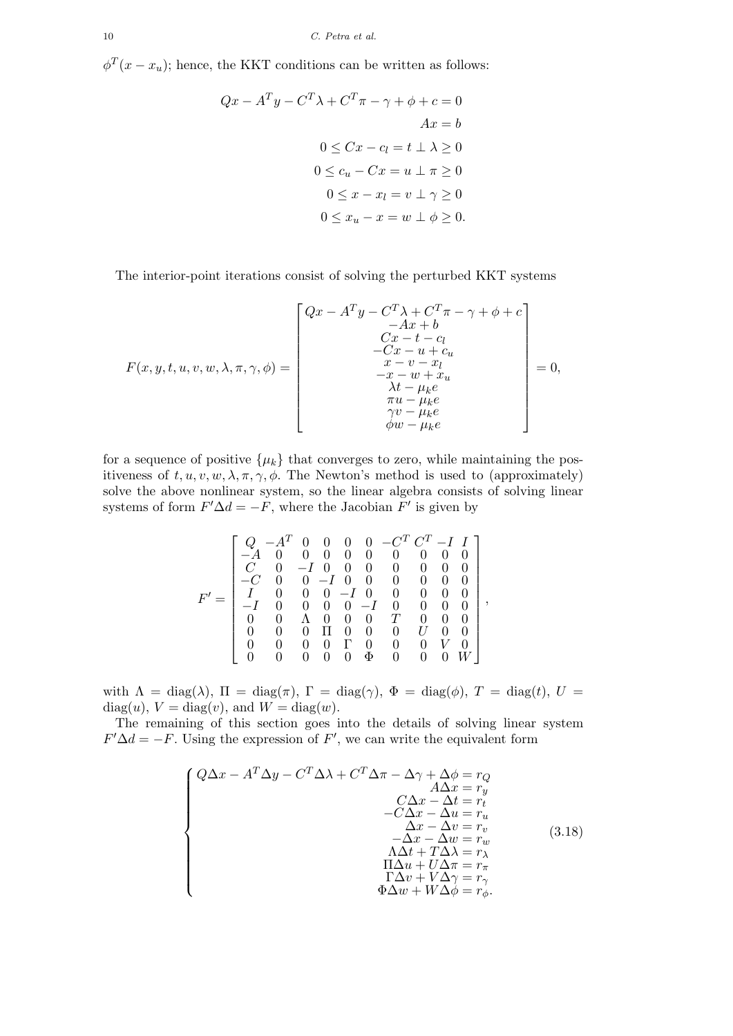$\phi^T(x - x_u)$; hence, the KKT conditions can be written as follows:

$$
\begin{aligned}
Qx - A^T y - C^T\lambda + C^T\pi - \gamma + \phi + c &= 0 \\
Ax &= b \\
0 \le Cx - c_l = t \perp \lambda &\ge 0 \\
0 \le c_u - Cx = u \perp \pi &\ge 0 \\
0 \le x - x_l = v \perp \gamma &\ge 0 \\
0 \le x_u - x = w \perp \phi &\ge 0.
\end{aligned}
$$

The interior-point iterations consist of solving the perturbed KKT systems

$$
F(x, y, t, u, v, w, \lambda, \pi, \gamma, \phi) = \begin{bmatrix}
Qx - A^T y - C^T\lambda + C^T\pi - \gamma + \phi + c \\
-Ax + b \\
Cx - t - c_l \\
-Cx - u + c_u \\
x - v - x_l \\
-x - w + x_u \\
\lambda t - \mu_k e \\
\pi u - \mu_k e \\
\gamma v - \mu_k e \\
\phi w - \mu_k e
\end{bmatrix} = 0,
$$

for a sequence of positive $\{\mu_k\}$ that converges to zero, while maintaining the positiveness of $t, u, v, w, \lambda, \pi, \gamma, \phi$. The Newton's method is used to (approximately) solve the above nonlinear system, so the linear algebra consists of solving linear systems of form $F'\Delta d = -F$, where the Jacobian $F'$ is given by

$$
F' = \begin{bmatrix}
Q & -A^T & 0 & 0 & 0 & 0 & -C^T & C^T & -I & I \\
-A & 0 & 0 & 0 & 0 & 0 & 0 & 0 & 0 & 0 \\
C & 0 & -I & 0 & 0 & 0 & 0 & 0 & 0 & 0 \\
-C & 0 & 0 & -I & 0 & 0 & 0 & 0 & 0 & 0 \\
I & 0 & 0 & 0 & -I & 0 & 0 & 0 & 0 & 0 \\
-I & 0 & 0 & 0 & 0 & -I & 0 & 0 & 0 & 0 \\
0 & 0 & \Lambda & 0 & 0 & 0 & T & 0 & 0 & 0 \\
0 & 0 & 0 & \Pi & 0 & 0 & 0 & U & 0 & 0 \\
0 & 0 & 0 & 0 & \Gamma & 0 & 0 & 0 & V & 0 \\
0 & 0 & 0 & 0 & 0 & \Phi & 0 & 0 & 0 & W
\end{bmatrix},
$$

with $\Lambda = \mathrm{diag}(\lambda)$, $\Pi = \mathrm{diag}(\pi)$, $\Gamma = \mathrm{diag}(\gamma)$, $\Phi = \mathrm{diag}(\phi)$, $T = \mathrm{diag}(t)$, $U = \mathrm{diag}(u)$, $V = \mathrm{diag}(v)$, and $W = \mathrm{diag}(w)$.

The remaining of this section goes into the details of solving linear system $F'\Delta d = -F$. Using the expression of $F'$, we can write the equivalent form

$$
\left\{
\begin{aligned}
Q\Delta x - A^T\Delta y - C^T\Delta\lambda + C^T\Delta\pi - \Delta\gamma + \Delta\phi &= r_Q \\
A\Delta x &= r_y \\
C\Delta x - \Delta t &= r_t \\
-C\Delta x - \Delta u &= r_u \\
\Delta x - \Delta v &= r_v \\
-\Delta x - \Delta w &= r_w \\
\Lambda\Delta t + T\Delta\lambda &= r_\lambda \\
\Pi\Delta u + U\Delta\pi &= r_\pi \\
\Gamma\Delta v + V\Delta\gamma &= r_\gamma \\
\Phi\Delta w + W\Delta\phi &= r_\phi.
\end{aligned}
\right.
\tag{3.18}
$$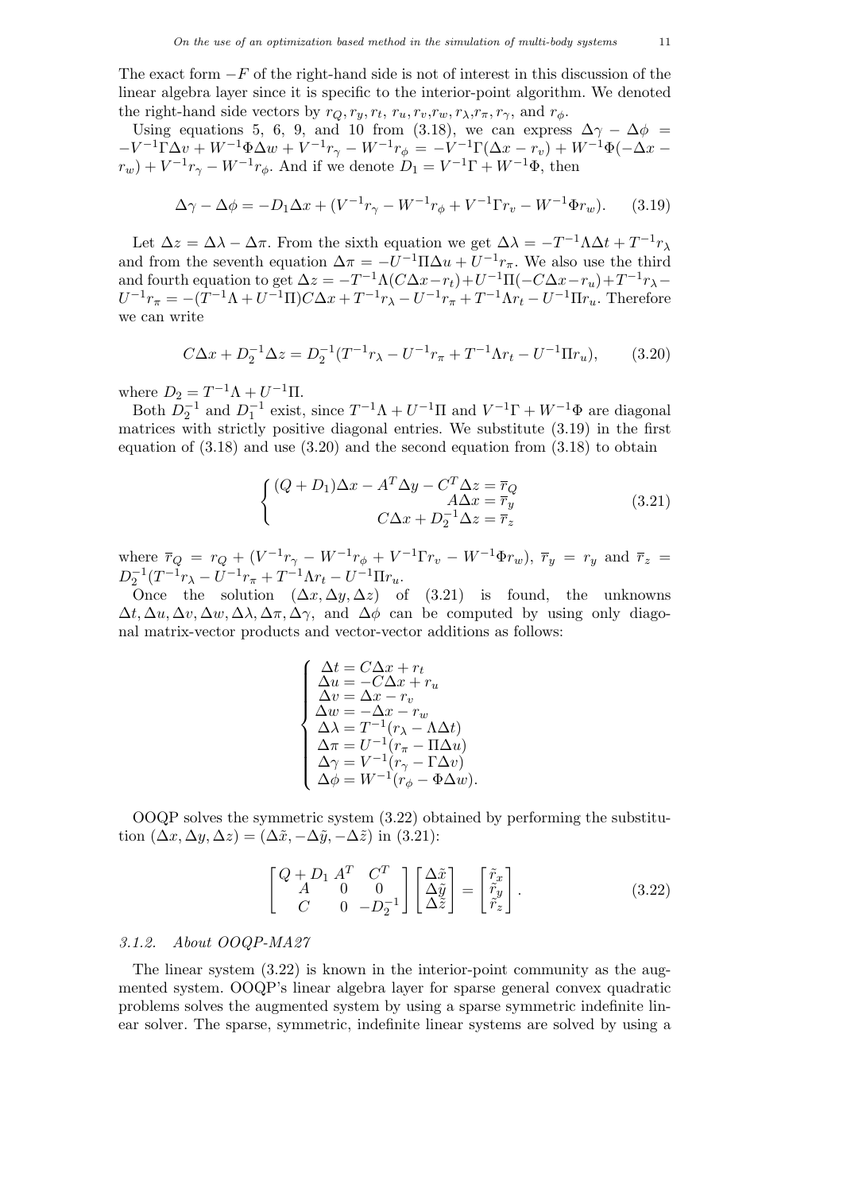The exact form $-F$ of the right-hand side is not of interest in this discussion of the linear algebra layer since it is specific to the interior-point algorithm. We denoted the right-hand side vectors by $r_Q, r_y, r_t, r_u, r_v, r_w, r_\lambda, r_\pi, r_\gamma$, and $r_\phi$.

Using equations 5, 6, 9, and 10 from (3.18), we can express $\Delta\gamma - \Delta\phi = -V^{-1}\Gamma\Delta v + W^{-1}\Phi\Delta w + V^{-1}r_\gamma - W^{-1}r_\phi = -V^{-1}\Gamma(\Delta x - r_v) + W^{-1}\Phi(-\Delta x - r_w) + V^{-1}r_\gamma - W^{-1}r_\phi$. And if we denote $D_1 = V^{-1}\Gamma + W^{-1}\Phi$, then

$$\Delta\gamma - \Delta\phi = -D_1\Delta x + (V^{-1}r_\gamma - W^{-1}r_\phi + V^{-1}\Gamma r_v - W^{-1}\Phi r_w). \tag{3.19}$$

Let $\Delta z = \Delta\lambda - \Delta\pi$. From the sixth equation we get $\Delta\lambda = -T^{-1}\Lambda\Delta t + T^{-1}r_\lambda$ and from the seventh equation $\Delta\pi = -U^{-1}\Pi\Delta u + U^{-1}r_\pi$. We also use the third and fourth equation to get $\Delta z = -T^{-1}\Lambda(C\Delta x - r_t) + U^{-1}\Pi(-C\Delta x - r_u) + T^{-1}r_\lambda - U^{-1}r_\pi = -(T^{-1}\Lambda + U^{-1}\Pi)C\Delta x + T^{-1}r_\lambda - U^{-1}r_\pi + T^{-1}\Lambda r_t - U^{-1}\Pi r_u$. Therefore we can write

$$C\Delta x + D_2^{-1}\Delta z = D_2^{-1}(T^{-1}r_\lambda - U^{-1}r_\pi + T^{-1}\Lambda r_t - U^{-1}\Pi r_u), \tag{3.20}$$

where $D_2 = T^{-1}\Lambda + U^{-1}\Pi$.

Both $D_2^{-1}$ and $D_1^{-1}$ exist, since $T^{-1}\Lambda + U^{-1}\Pi$ and $V^{-1}\Gamma + W^{-1}\Phi$ are diagonal matrices with strictly positive diagonal entries. We substitute (3.19) in the first equation of (3.18) and use (3.20) and the second equation from (3.18) to obtain

$$\begin{cases} (Q + D_1)\Delta x - A^T\Delta y - C^T\Delta z = \overline{r}_Q \\ A\Delta x = \overline{r}_y \\ C\Delta x + D_2^{-1}\Delta z = \overline{r}_z \end{cases} \tag{3.21}$$

where $\overline{r}_Q = r_Q + (V^{-1}r_\gamma - W^{-1}r_\phi + V^{-1}\Gamma r_v - W^{-1}\Phi r_w)$, $\overline{r}_y = r_y$ and $\overline{r}_z = D_2^{-1}(T^{-1}r_\lambda - U^{-1}r_\pi + T^{-1}\Lambda r_t - U^{-1}\Pi r_u$.

Once the solution $(\Delta x, \Delta y, \Delta z)$ of (3.21) is found, the unknowns $\Delta t, \Delta u, \Delta v, \Delta w, \Delta\lambda, \Delta\pi, \Delta\gamma$, and $\Delta\phi$ can be computed by using only diagonal matrix-vector products and vector-vector additions as follows:

$$\begin{cases} \Delta t = C\Delta x + r_t \\ \Delta u = -C\Delta x + r_u \\ \Delta v = \Delta x - r_v \\ \Delta w = -\Delta x - r_w \\ \Delta\lambda = T^{-1}(r_\lambda - \Lambda\Delta t) \\ \Delta\pi = U^{-1}(r_\pi - \Pi\Delta u) \\ \Delta\gamma = V^{-1}(r_\gamma - \Gamma\Delta v) \\ \Delta\phi = W^{-1}(r_\phi - \Phi\Delta w). \end{cases}$$

OOQP solves the symmetric system (3.22) obtained by performing the substitution $(\Delta x, \Delta y, \Delta z) = (\Delta\tilde{x}, -\Delta\tilde{y}, -\Delta\tilde{z})$ in (3.21):

$$\begin{bmatrix} Q + D_1 & A^T & C^T \\ A & 0 & 0 \\ C & 0 & -D_2^{-1} \end{bmatrix} \begin{bmatrix} \Delta\tilde{x} \\ \Delta\tilde{y} \\ \Delta\tilde{z} \end{bmatrix} = \begin{bmatrix} \tilde{r}_x \\ \tilde{r}_y \\ \tilde{r}_z \end{bmatrix}. \tag{3.22}$$

### 3.1.2. *About OOQP-MA27*

The linear system (3.22) is known in the interior-point community as the augmented system. OOQP's linear algebra layer for sparse general convex quadratic problems solves the augmented system by using a sparse symmetric indefinite linear solver. The sparse, symmetric, indefinite linear systems are solved by using a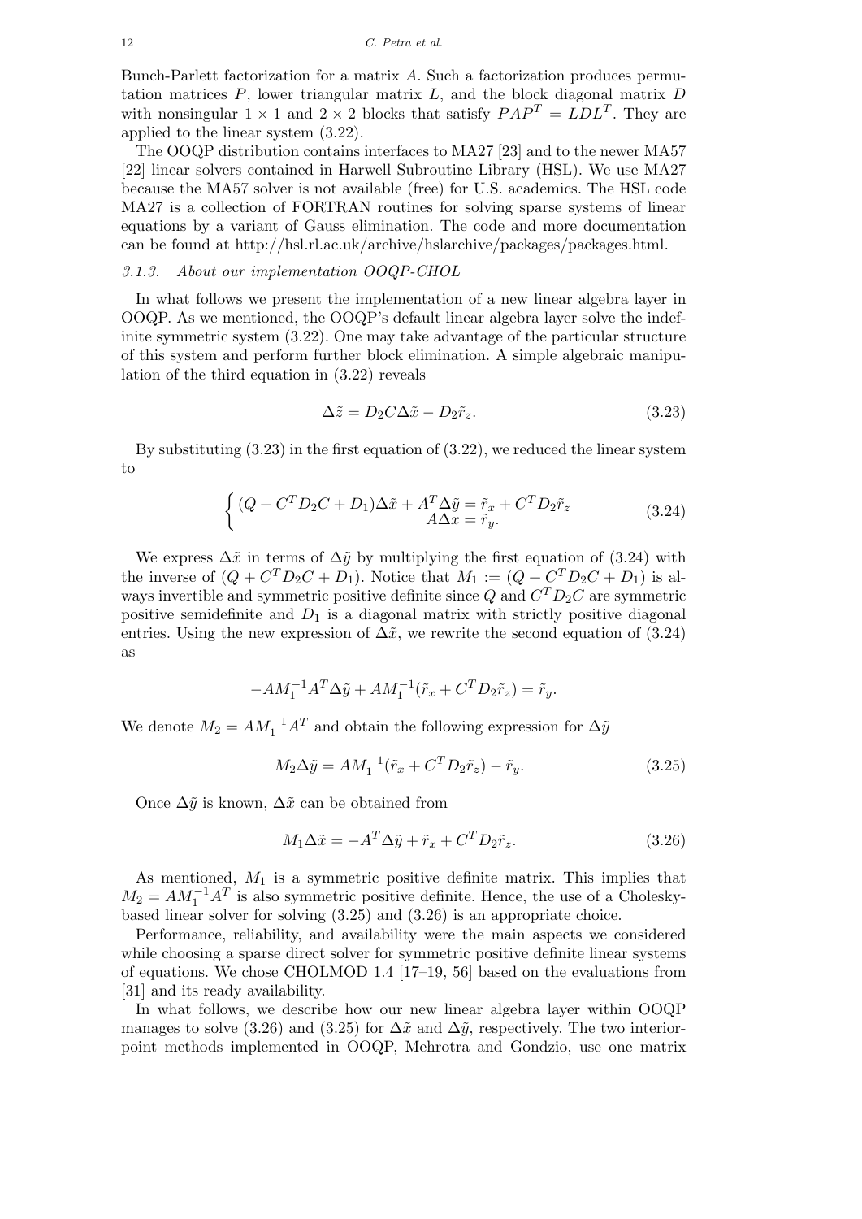Bunch-Parlett factorization for a matrix $A$. Such a factorization produces permutation matrices $P$, lower triangular matrix $L$, and the block diagonal matrix $D$ with nonsingular $1 \times 1$ and $2 \times 2$ blocks that satisfy $PAP^T = LDL^T$. They are applied to the linear system (3.22).

The OOQP distribution contains interfaces to MA27 [23] and to the newer MA57 [22] linear solvers contained in Harwell Subroutine Library (HSL). We use MA27 because the MA57 solver is not available (free) for U.S. academics. The HSL code MA27 is a collection of FORTRAN routines for solving sparse systems of linear equations by a variant of Gauss elimination. The code and more documentation can be found at http://hsl.rl.ac.uk/archive/hslarchive/packages/packages.html.

### 3.1.3. About our implementation OOQP-CHOL

In what follows we present the implementation of a new linear algebra layer in OOQP. As we mentioned, the OOQP's default linear algebra layer solve the indefinite symmetric system (3.22). One may take advantage of the particular structure of this system and perform further block elimination. A simple algebraic manipulation of the third equation in (3.22) reveals

$$\Delta\tilde{z} = D_2 C \Delta\tilde{x} - D_2 \tilde{r}_z. \tag{3.23}$$

By substituting (3.23) in the first equation of (3.22), we reduced the linear system to

$$\begin{cases} (Q + C^T D_2 C + D_1)\Delta\tilde{x} + A^T \Delta\tilde{y} = \tilde{r}_x + C^T D_2 \tilde{r}_z \\ A\Delta\tilde{x} = \tilde{r}_y. \end{cases} \tag{3.24}$$

We express $\Delta\tilde{x}$ in terms of $\Delta\tilde{y}$ by multiplying the first equation of (3.24) with the inverse of $(Q + C^T D_2 C + D_1)$. Notice that $M_1 := (Q + C^T D_2 C + D_1)$ is always invertible and symmetric positive definite since $Q$ and $C^T D_2 C$ are symmetric positive semidefinite and $D_1$ is a diagonal matrix with strictly positive diagonal entries. Using the new expression of $\Delta\tilde{x}$, we rewrite the second equation of (3.24) as

$$-AM_1^{-1}A^T\Delta\tilde{y} + AM_1^{-1}(\tilde{r}_x + C^T D_2 \tilde{r}_z) = \tilde{r}_y.$$

We denote $M_2 = AM_1^{-1}A^T$ and obtain the following expression for $\Delta\tilde{y}$

$$M_2\Delta\tilde{y} = AM_1^{-1}(\tilde{r}_x + C^T D_2 \tilde{r}_z) - \tilde{r}_y. \tag{3.25}$$

Once $\Delta\tilde{y}$ is known, $\Delta\tilde{x}$ can be obtained from

$$M_1\Delta\tilde{x} = -A^T\Delta\tilde{y} + \tilde{r}_x + C^T D_2 \tilde{r}_z. \tag{3.26}$$

As mentioned, $M_1$ is a symmetric positive definite matrix. This implies that $M_2 = AM_1^{-1}A^T$ is also symmetric positive definite. Hence, the use of a Cholesky-based linear solver for solving (3.25) and (3.26) is an appropriate choice.

Performance, reliability, and availability were the main aspects we considered while choosing a sparse direct solver for symmetric positive definite linear systems of equations. We chose CHOLMOD 1.4 [17–19, 56] based on the evaluations from [31] and its ready availability.

In what follows, we describe how our new linear algebra layer within OOQP manages to solve (3.26) and (3.25) for $\Delta\tilde{x}$ and $\Delta\tilde{y}$, respectively. The two interior-point methods implemented in OOQP, Mehrotra and Gondzio, use one matrix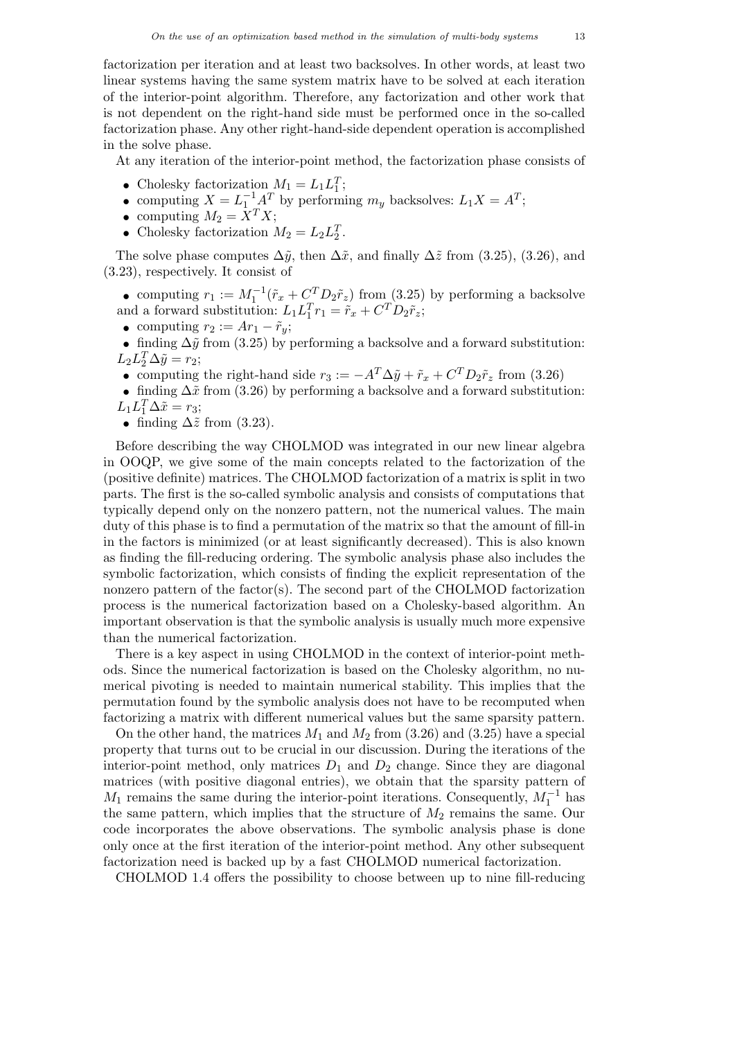factorization per iteration and at least two backsolves. In other words, at least two linear systems having the same system matrix have to be solved at each iteration of the interior-point algorithm. Therefore, any factorization and other work that is not dependent on the right-hand side must be performed once in the so-called factorization phase. Any other right-hand-side dependent operation is accomplished in the solve phase.

At any iteration of the interior-point method, the factorization phase consists of

- Cholesky factorization $M_1 = L_1 L_1^T$;
- computing $X = L_1^{-1} A^T$ by performing $m_y$ backsolves: $L_1 X = A^T$;
- computing $M_2 = X^T X$;
- Cholesky factorization $M_2 = L_2 L_2^T$.

The solve phase computes $\Delta\tilde{y}$, then $\Delta\tilde{x}$, and finally $\Delta\tilde{z}$ from (3.25), (3.26), and (3.23), respectively. It consist of

- computing $r_1 := M_1^{-1}(\tilde{r}_x + C^T D_2 \tilde{r}_z)$ from (3.25) by performing a backsolve and a forward substitution: $L_1 L_1^T r_1 = \tilde{r}_x + C^T D_2 \tilde{r}_z$;
- computing $r_2 := A r_1 - \tilde{r}_y$;
- finding $\Delta\tilde{y}$ from (3.25) by performing a backsolve and a forward substitution: $L_2 L_2^T \Delta\tilde{y} = r_2$;
- computing the right-hand side $r_3 := -A^T \Delta\tilde{y} + \tilde{r}_x + C^T D_2 \tilde{r}_z$ from (3.26)
- finding $\Delta\tilde{x}$ from (3.26) by performing a backsolve and a forward substitution: $L_1 L_1^T \Delta\tilde{x} = r_3$;
- finding $\Delta\tilde{z}$ from (3.23).

Before describing the way CHOLMOD was integrated in our new linear algebra in OOQP, we give some of the main concepts related to the factorization of the (positive definite) matrices. The CHOLMOD factorization of a matrix is split in two parts. The first is the so-called symbolic analysis and consists of computations that typically depend only on the nonzero pattern, not the numerical values. The main duty of this phase is to find a permutation of the matrix so that the amount of fill-in in the factors is minimized (or at least significantly decreased). This is also known as finding the fill-reducing ordering. The symbolic analysis phase also includes the symbolic factorization, which consists of finding the explicit representation of the nonzero pattern of the factor(s). The second part of the CHOLMOD factorization process is the numerical factorization based on a Cholesky-based algorithm. An important observation is that the symbolic analysis is usually much more expensive than the numerical factorization.

There is a key aspect in using CHOLMOD in the context of interior-point methods. Since the numerical factorization is based on the Cholesky algorithm, no numerical pivoting is needed to maintain numerical stability. This implies that the permutation found by the symbolic analysis does not have to be recomputed when factorizing a matrix with different numerical values but the same sparsity pattern.

On the other hand, the matrices $M_1$ and $M_2$ from (3.26) and (3.25) have a special property that turns out to be crucial in our discussion. During the iterations of the interior-point method, only matrices $D_1$ and $D_2$ change. Since they are diagonal matrices (with positive diagonal entries), we obtain that the sparsity pattern of $M_1$ remains the same during the interior-point iterations. Consequently, $M_1^{-1}$ has the same pattern, which implies that the structure of $M_2$ remains the same. Our code incorporates the above observations. The symbolic analysis phase is done only once at the first iteration of the interior-point method. Any other subsequent factorization need is backed up by a fast CHOLMOD numerical factorization.

CHOLMOD 1.4 offers the possibility to choose between up to nine fill-reducing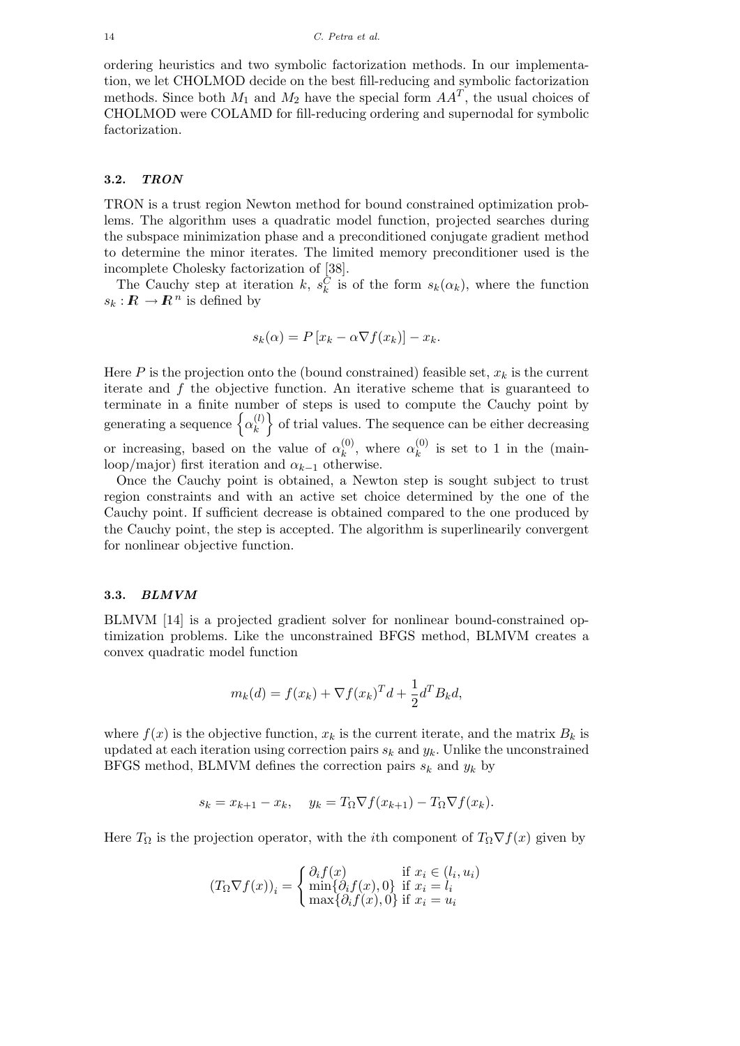ordering heuristics and two symbolic factorization methods. In our implementation, we let CHOLMOD decide on the best fill-reducing and symbolic factorization methods. Since both $M_1$ and $M_2$ have the special form $AA^T$, the usual choices of CHOLMOD were COLAMD for fill-reducing ordering and supernodal for symbolic factorization.

### 3.2. *TRON*

TRON is a trust region Newton method for bound constrained optimization problems. The algorithm uses a quadratic model function, projected searches during the subspace minimization phase and a preconditioned conjugate gradient method to determine the minor iterates. The limited memory preconditioner used is the incomplete Cholesky factorization of [38].

The Cauchy step at iteration $k$, $s_k^C$ is of the form $s_k(\alpha_k)$, where the function $s_k : \boldsymbol{R} \to \boldsymbol{R}^n$ is defined by

$$s_k(\alpha) = P\left[x_k - \alpha \nabla f(x_k)\right] - x_k.$$

Here $P$ is the projection onto the (bound constrained) feasible set, $x_k$ is the current iterate and $f$ the objective function. An iterative scheme that is guaranteed to terminate in a finite number of steps is used to compute the Cauchy point by generating a sequence $\left\{\alpha_k^{(l)}\right\}$ of trial values. The sequence can be either decreasing or increasing, based on the value of $\alpha_k^{(0)}$, where $\alpha_k^{(0)}$ is set to 1 in the (main-loop/major) first iteration and $\alpha_{k-1}$ otherwise.

Once the Cauchy point is obtained, a Newton step is sought subject to trust region constraints and with an active set choice determined by the one of the Cauchy point. If sufficient decrease is obtained compared to the one produced by the Cauchy point, the step is accepted. The algorithm is superlinearily convergent for nonlinear objective function.

### 3.3. *BLMVM*

BLMVM [14] is a projected gradient solver for nonlinear bound-constrained optimization problems. Like the unconstrained BFGS method, BLMVM creates a convex quadratic model function

$$m_k(d) = f(x_k) + \nabla f(x_k)^T d + \frac{1}{2} d^T B_k d,$$

where $f(x)$ is the objective function, $x_k$ is the current iterate, and the matrix $B_k$ is updated at each iteration using correction pairs $s_k$ and $y_k$. Unlike the unconstrained BFGS method, BLMVM defines the correction pairs $s_k$ and $y_k$ by

$$s_k = x_{k+1} - x_k, \quad y_k = T_\Omega \nabla f(x_{k+1}) - T_\Omega \nabla f(x_k).$$

Here $T_\Omega$ is the projection operator, with the $i$th component of $T_\Omega \nabla f(x)$ given by

$$\left(T_\Omega \nabla f(x)\right)_i = \begin{cases} \partial_i f(x) & \text{if } x_i \in (l_i, u_i) \\ \min\{\partial_i f(x), 0\} & \text{if } x_i = l_i \\ \max\{\partial_i f(x), 0\} & \text{if } x_i = u_i \end{cases}$$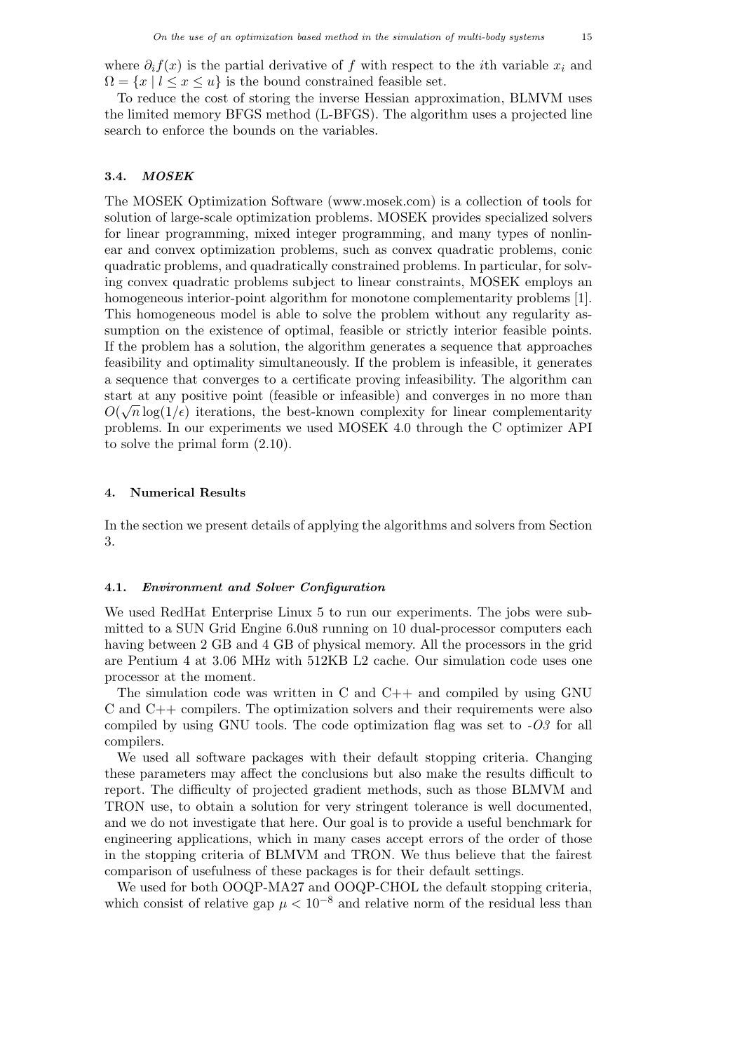where $\partial_i f(x)$ is the partial derivative of $f$ with respect to the $i$th variable $x_i$ and $\Omega = \{x \mid l \leq x \leq u\}$ is the bound constrained feasible set.

To reduce the cost of storing the inverse Hessian approximation, BLMVM uses the limited memory BFGS method (L-BFGS). The algorithm uses a projected line search to enforce the bounds on the variables.

### 3.4. *MOSEK*

The MOSEK Optimization Software (www.mosek.com) is a collection of tools for solution of large-scale optimization problems. MOSEK provides specialized solvers for linear programming, mixed integer programming, and many types of nonlinear and convex optimization problems, such as convex quadratic problems, conic quadratic problems, and quadratically constrained problems. In particular, for solving convex quadratic problems subject to linear constraints, MOSEK employs an homogeneous interior-point algorithm for monotone complementarity problems [1]. This homogeneous model is able to solve the problem without any regularity assumption on the existence of optimal, feasible or strictly interior feasible points. If the problem has a solution, the algorithm generates a sequence that approaches feasibility and optimality simultaneously. If the problem is infeasible, it generates a sequence that converges to a certificate proving infeasibility. The algorithm can start at any positive point (feasible or infeasible) and converges in no more than $O(\sqrt{n}\log(1/\epsilon))$ iterations, the best-known complexity for linear complementarity problems. In our experiments we used MOSEK 4.0 through the C optimizer API to solve the primal form (2.10).

## 4. Numerical Results

In the section we present details of applying the algorithms and solvers from Section 3.

### 4.1. *Environment and Solver Configuration*

We used RedHat Enterprise Linux 5 to run our experiments. The jobs were submitted to a SUN Grid Engine 6.0u8 running on 10 dual-processor computers each having between 2 GB and 4 GB of physical memory. All the processors in the grid are Pentium 4 at 3.06 MHz with 512KB L2 cache. Our simulation code uses one processor at the moment.

The simulation code was written in C and C++ and compiled by using GNU C and C++ compilers. The optimization solvers and their requirements were also compiled by using GNU tools. The code optimization flag was set to *-O3* for all compilers.

We used all software packages with their default stopping criteria. Changing these parameters may affect the conclusions but also make the results difficult to report. The difficulty of projected gradient methods, such as those BLMVM and TRON use, to obtain a solution for very stringent tolerance is well documented, and we do not investigate that here. Our goal is to provide a useful benchmark for engineering applications, which in many cases accept errors of the order of those in the stopping criteria of BLMVM and TRON. We thus believe that the fairest comparison of usefulness of these packages is for their default settings.

We used for both OOQP-MA27 and OOQP-CHOL the default stopping criteria, which consist of relative gap $\mu < 10^{-8}$ and relative norm of the residual less than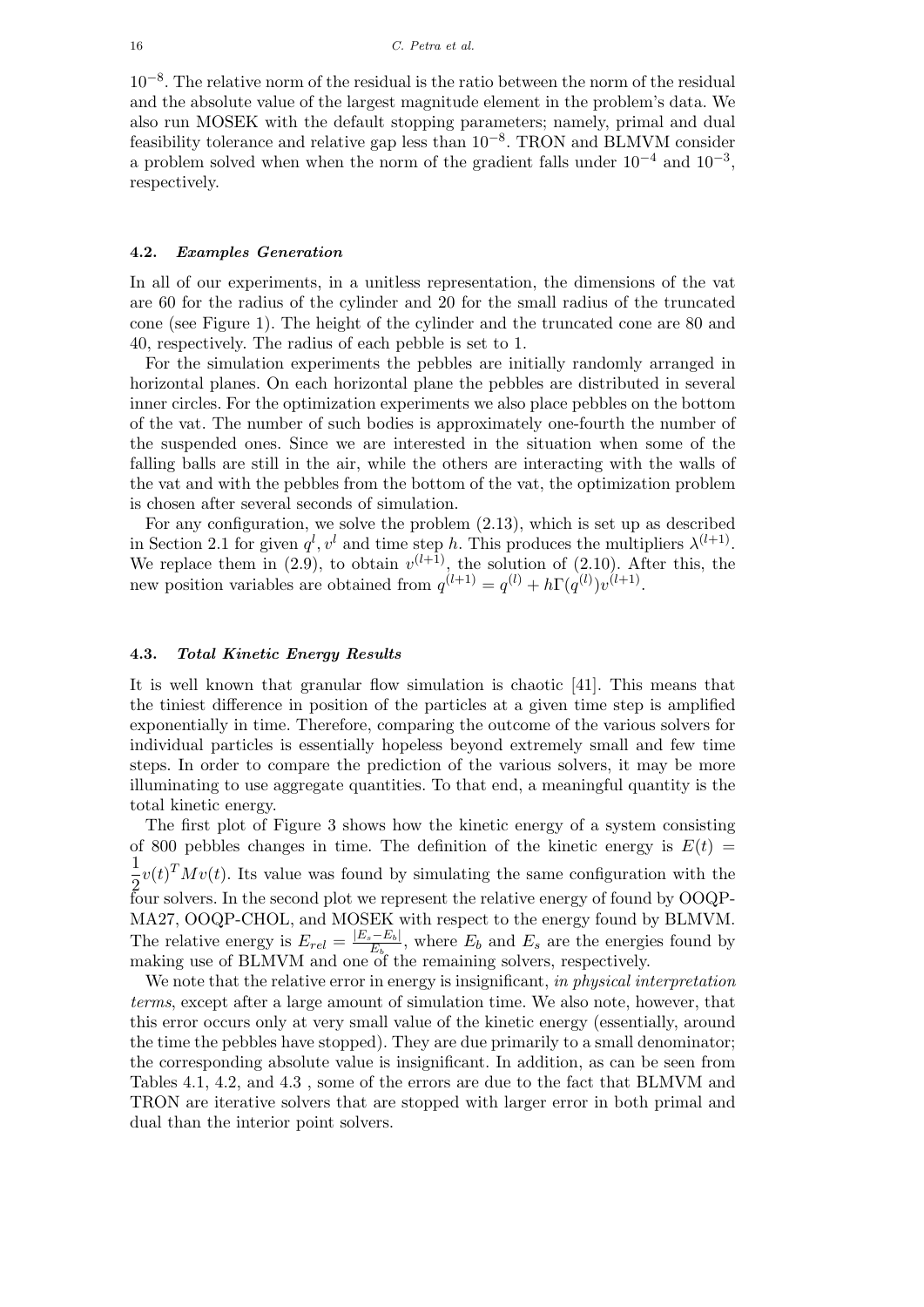$10^{-8}$. The relative norm of the residual is the ratio between the norm of the residual and the absolute value of the largest magnitude element in the problem's data. We also run MOSEK with the default stopping parameters; namely, primal and dual feasibility tolerance and relative gap less than $10^{-8}$. TRON and BLMVM consider a problem solved when when the norm of the gradient falls under $10^{-4}$ and $10^{-3}$, respectively.

### 4.2. *Examples Generation*

In all of our experiments, in a unitless representation, the dimensions of the vat are 60 for the radius of the cylinder and 20 for the small radius of the truncated cone (see Figure 1). The height of the cylinder and the truncated cone are 80 and 40, respectively. The radius of each pebble is set to 1.

For the simulation experiments the pebbles are initially randomly arranged in horizontal planes. On each horizontal plane the pebbles are distributed in several inner circles. For the optimization experiments we also place pebbles on the bottom of the vat. The number of such bodies is approximately one-fourth the number of the suspended ones. Since we are interested in the situation when some of the falling balls are still in the air, while the others are interacting with the walls of the vat and with the pebbles from the bottom of the vat, the optimization problem is chosen after several seconds of simulation.

For any configuration, we solve the problem (2.13), which is set up as described in Section 2.1 for given $q^l, v^l$ and time step $h$. This produces the multipliers $\lambda^{(l+1)}$. We replace them in (2.9), to obtain $v^{(l+1)}$, the solution of (2.10). After this, the new position variables are obtained from $q^{(l+1)} = q^{(l)} + h\Gamma(q^{(l)})v^{(l+1)}$.

### 4.3. *Total Kinetic Energy Results*

It is well known that granular flow simulation is chaotic [41]. This means that the tiniest difference in position of the particles at a given time step is amplified exponentially in time. Therefore, comparing the outcome of the various solvers for individual particles is essentially hopeless beyond extremely small and few time steps. In order to compare the prediction of the various solvers, it may be more illuminating to use aggregate quantities. To that end, a meaningful quantity is the total kinetic energy.

The first plot of Figure 3 shows how the kinetic energy of a system consisting of 800 pebbles changes in time. The definition of the kinetic energy is $E(t) = \dfrac{1}{2}v(t)^T M v(t)$. Its value was found by simulating the same configuration with the four solvers. In the second plot we represent the relative energy of found by OOQP-MA27, OOQP-CHOL, and MOSEK with respect to the energy found by BLMVM. The relative energy is $E_{rel} = \frac{|E_s - E_b|}{E_b}$, where $E_b$ and $E_s$ are the energies found by making use of BLMVM and one of the remaining solvers, respectively.

We note that the relative error in energy is insignificant, *in physical interpretation terms*, except after a large amount of simulation time. We also note, however, that this error occurs only at very small value of the kinetic energy (essentially, around the time the pebbles have stopped). They are due primarily to a small denominator; the corresponding absolute value is insignificant. In addition, as can be seen from Tables 4.1, 4.2, and 4.3 , some of the errors are due to the fact that BLMVM and TRON are iterative solvers that are stopped with larger error in both primal and dual than the interior point solvers.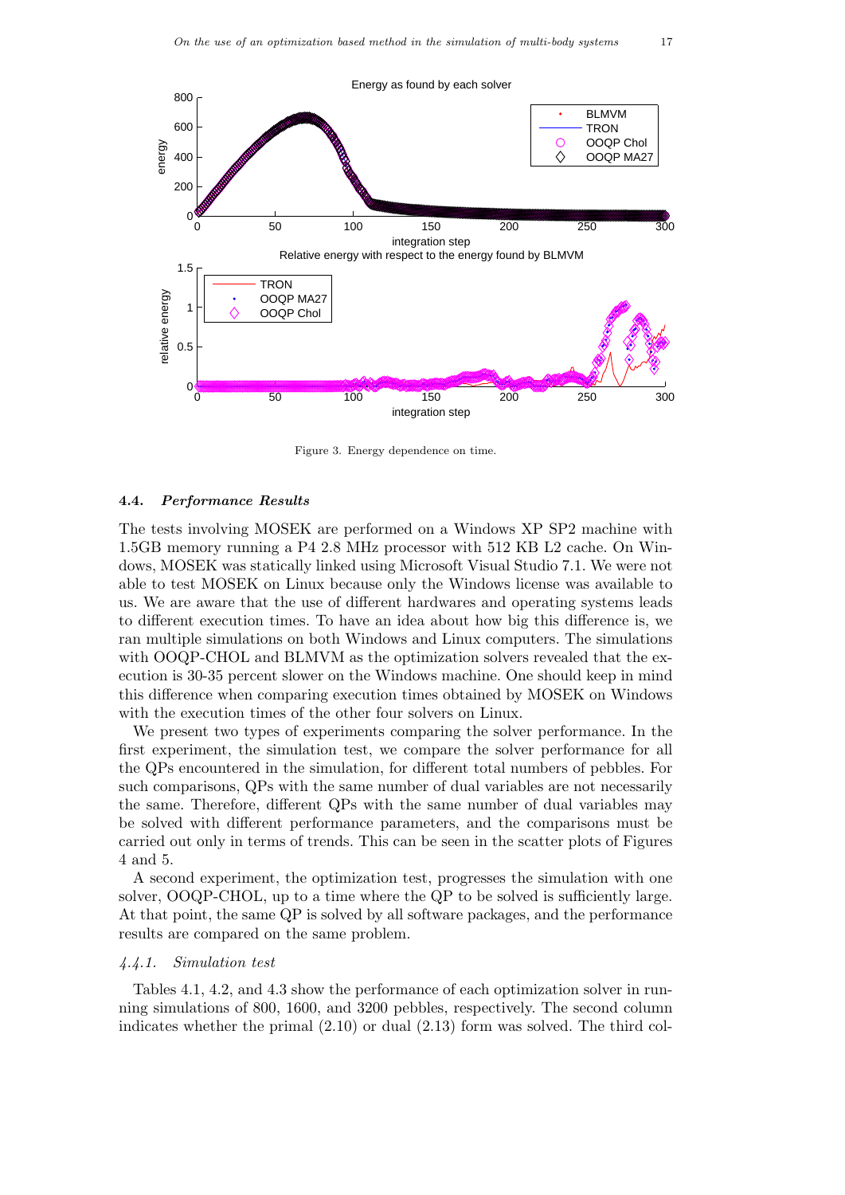Figure 3. Energy dependence on time.

### 4.4. *Performance Results*

The tests involving MOSEK are performed on a Windows XP SP2 machine with 1.5GB memory running a P4 2.8 MHz processor with 512 KB L2 cache. On Windows, MOSEK was statically linked using Microsoft Visual Studio 7.1. We were not able to test MOSEK on Linux because only the Windows license was available to us. We are aware that the use of different hardwares and operating systems leads to different execution times. To have an idea about how big this difference is, we ran multiple simulations on both Windows and Linux computers. The simulations with OOQP-CHOL and BLMVM as the optimization solvers revealed that the execution is 30-35 percent slower on the Windows machine. One should keep in mind this difference when comparing execution times obtained by MOSEK on Windows with the execution times of the other four solvers on Linux.

We present two types of experiments comparing the solver performance. In the first experiment, the simulation test, we compare the solver performance for all the QPs encountered in the simulation, for different total numbers of pebbles. For such comparisons, QPs with the same number of dual variables are not necessarily the same. Therefore, different QPs with the same number of dual variables may be solved with different performance parameters, and the comparisons must be carried out only in terms of trends. This can be seen in the scatter plots of Figures 4 and 5.

A second experiment, the optimization test, progresses the simulation with one solver, OOQP-CHOL, up to a time where the QP to be solved is sufficiently large. At that point, the same QP is solved by all software packages, and the performance results are compared on the same problem.

#### *4.4.1. Simulation test*

Tables 4.1, 4.2, and 4.3 show the performance of each optimization solver in running simulations of 800, 1600, and 3200 pebbles, respectively. The second column indicates whether the primal (2.10) or dual (2.13) form was solved. The third col-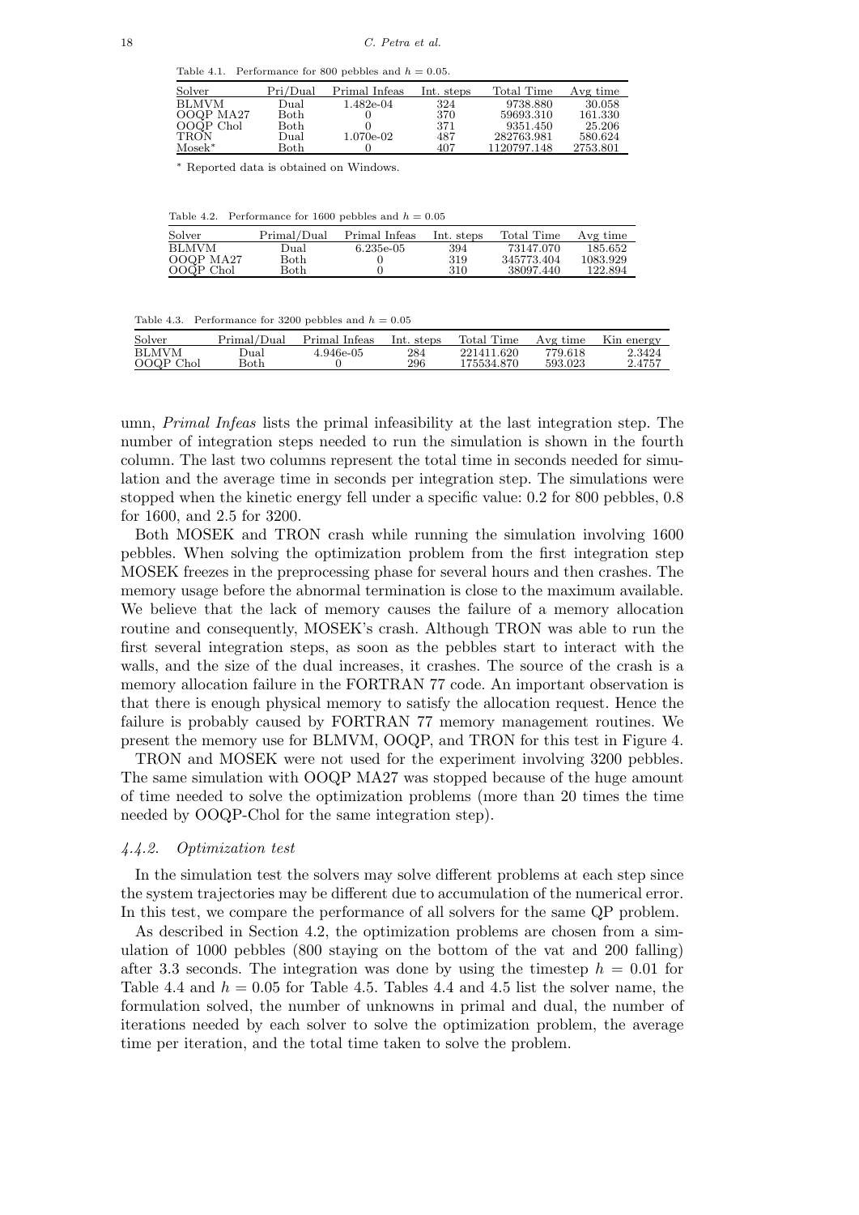Table 4.1. Performance for 800 pebbles and $h = 0.05$.

| Solver | Pri/Dual | Primal Infeas | Int. steps | Total Time | Avg time |
|---|---|---|---|---|---|
| BLMVM | Dual | 1.482e-04 | 324 | 9738.880 | 30.058 |
| OOQP MA27 | Both | 0 | 370 | 59693.310 | 161.330 |
| OOQP Chol | Both | 0 | 371 | 9351.450 | 25.206 |
| TRON | Dual | 1.070e-02 | 487 | 282763.981 | 580.624 |
| Mosek* | Both | 0 | 407 | 1120797.148 | 2753.801 |

* Reported data is obtained on Windows.

Table 4.2. Performance for 1600 pebbles and $h = 0.05$

| Solver | Primal/Dual | Primal Infeas | Int. steps | Total Time | Avg time |
|---|---|---|---|---|---|
| BLMVM | Dual | 6.235e-05 | 394 | 73147.070 | 185.652 |
| OOQP MA27 | Both | 0 | 319 | 345773.404 | 1083.929 |
| OOQP Chol | Both | 0 | 310 | 38097.440 | 122.894 |

Table 4.3. Performance for 3200 pebbles and $h = 0.05$

| Solver | Primal/Dual | Primal Infeas | Int. steps | Total Time | Avg time | Kin energy |
|---|---|---|---|---|---|---|
| BLMVM | Dual | 4.946e-05 | 284 | 221411.620 | 779.618 | 2.3424 |
| OOQP Chol | Both | 0 | 296 | 175534.870 | 593.023 | 2.4757 |

umn, *Primal Infeas* lists the primal infeasibility at the last integration step. The number of integration steps needed to run the simulation is shown in the fourth column. The last two columns represent the total time in seconds needed for simulation and the average time in seconds per integration step. The simulations were stopped when the kinetic energy fell under a specific value: 0.2 for 800 pebbles, 0.8 for 1600, and 2.5 for 3200.

Both MOSEK and TRON crash while running the simulation involving 1600 pebbles. When solving the optimization problem from the first integration step MOSEK freezes in the preprocessing phase for several hours and then crashes. The memory usage before the abnormal termination is close to the maximum available. We believe that the lack of memory causes the failure of a memory allocation routine and consequently, MOSEK's crash. Although TRON was able to run the first several integration steps, as soon as the pebbles start to interact with the walls, and the size of the dual increases, it crashes. The source of the crash is a memory allocation failure in the FORTRAN 77 code. An important observation is that there is enough physical memory to satisfy the allocation request. Hence the failure is probably caused by FORTRAN 77 memory management routines. We present the memory use for BLMVM, OOQP, and TRON for this test in Figure 4.

TRON and MOSEK were not used for the experiment involving 3200 pebbles. The same simulation with OOQP MA27 was stopped because of the huge amount of time needed to solve the optimization problems (more than 20 times the time needed by OOQP-Chol for the same integration step).

#### *4.4.2. Optimization test*

In the simulation test the solvers may solve different problems at each step since the system trajectories may be different due to accumulation of the numerical error. In this test, we compare the performance of all solvers for the same QP problem.

As described in Section 4.2, the optimization problems are chosen from a simulation of 1000 pebbles (800 staying on the bottom of the vat and 200 falling) after 3.3 seconds. The integration was done by using the timestep $h = 0.01$ for Table 4.4 and $h = 0.05$ for Table 4.5. Tables 4.4 and 4.5 list the solver name, the formulation solved, the number of unknowns in primal and dual, the number of iterations needed by each solver to solve the optimization problem, the average time per iteration, and the total time taken to solve the problem.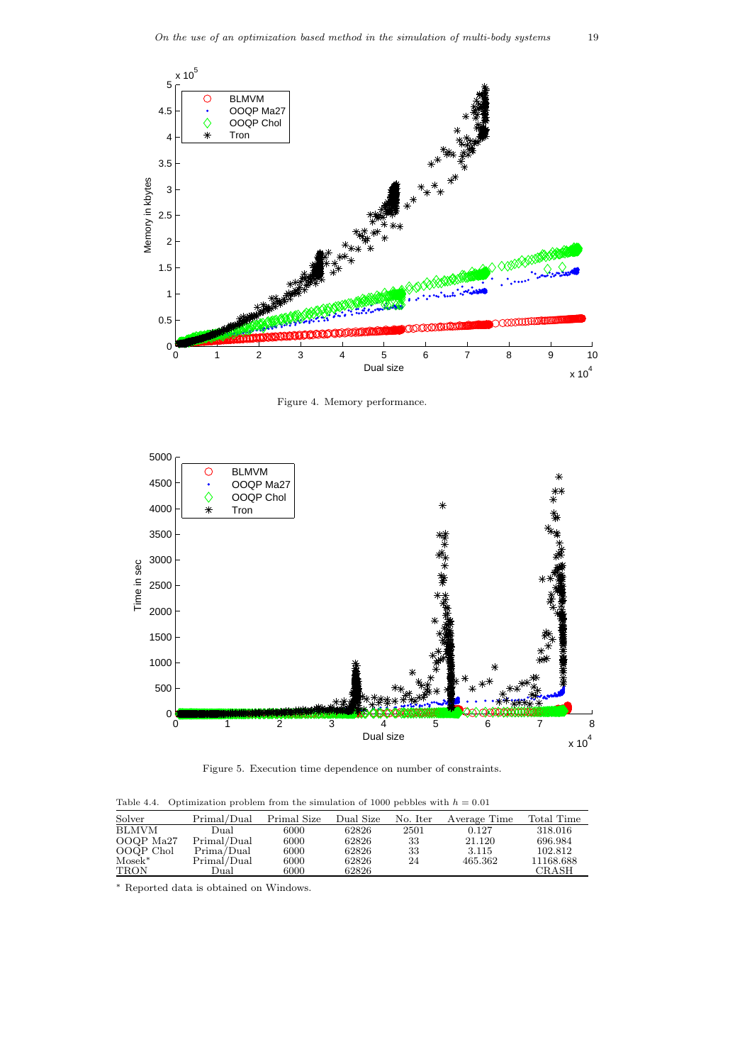Figure 4. Memory performance.

Figure 5. Execution time dependence on number of constraints.

Table 4.4. Optimization problem from the simulation of 1000 pebbles with $h = 0.01$

| Solver | Primal/Dual | Primal Size | Dual Size | No. Iter | Average Time | Total Time |
|---|---|---|---|---|---|---|
| BLMVM | Dual | 6000 | 62826 | 2501 | 0.127 | 318.016 |
| OOQP Ma27 | Primal/Dual | 6000 | 62826 | 33 | 21.120 | 696.984 |
| OOQP Chol | Prima/Dual | 6000 | 62826 | 33 | 3.115 | 102.812 |
| Mosek* | Primal/Dual | 6000 | 62826 | 24 | 465.362 | 11168.688 |
| TRON | Dual | 6000 | 62826 | | | CRASH |

* Reported data is obtained on Windows.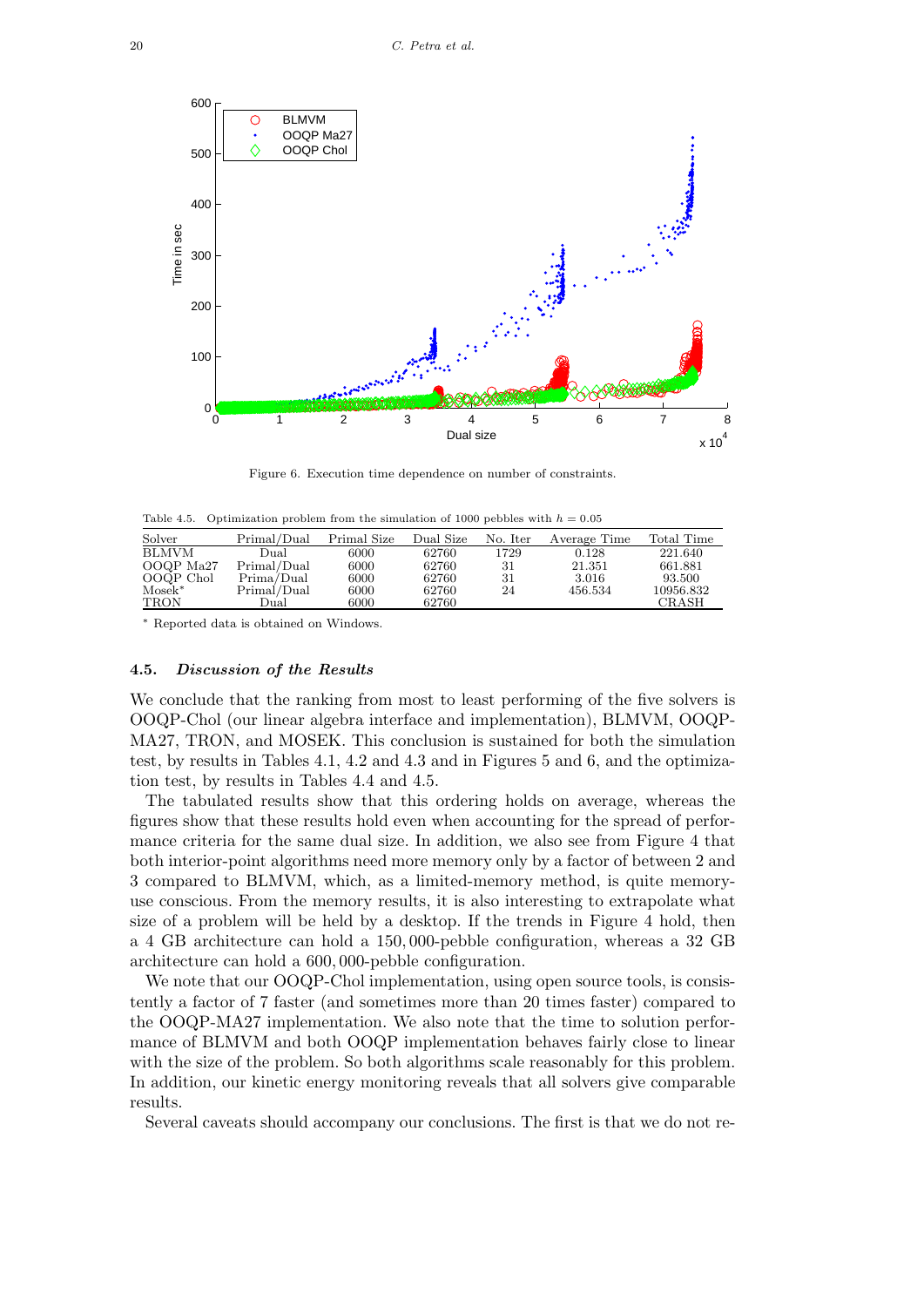Figure 6. Execution time dependence on number of constraints.

Table 4.5. Optimization problem from the simulation of 1000 pebbles with $h = 0.05$

| Solver | Primal/Dual | Primal Size | Dual Size | No. Iter | Average Time | Total Time |
|---|---|---|---|---|---|---|
| BLMVM | Dual | 6000 | 62760 | 1729 | 0.128 | 221.640 |
| OOQP Ma27 | Primal/Dual | 6000 | 62760 | 31 | 21.351 | 661.881 |
| OOQP Chol | Prima/Dual | 6000 | 62760 | 31 | 3.016 | 93.500 |
| Mosek* | Primal/Dual | 6000 | 62760 | 24 | 456.534 | 10956.832 |
| TRON | Dual | 6000 | 62760 | | | CRASH |

\* Reported data is obtained on Windows.

### 4.5. *Discussion of the Results*

We conclude that the ranking from most to least performing of the five solvers is OOQP-Chol (our linear algebra interface and implementation), BLMVM, OOQP-MA27, TRON, and MOSEK. This conclusion is sustained for both the simulation test, by results in Tables 4.1, 4.2 and 4.3 and in Figures 5 and 6, and the optimization test, by results in Tables 4.4 and 4.5.

The tabulated results show that this ordering holds on average, whereas the figures show that these results hold even when accounting for the spread of performance criteria for the same dual size. In addition, we also see from Figure 4 that both interior-point algorithms need more memory only by a factor of between 2 and 3 compared to BLMVM, which, as a limited-memory method, is quite memory-use conscious. From the memory results, it is also interesting to extrapolate what size of a problem will be held by a desktop. If the trends in Figure 4 hold, then a 4 GB architecture can hold a 150,000-pebble configuration, whereas a 32 GB architecture can hold a 600,000-pebble configuration.

We note that our OOQP-Chol implementation, using open source tools, is consistently a factor of 7 faster (and sometimes more than 20 times faster) compared to the OOQP-MA27 implementation. We also note that the time to solution performance of BLMVM and both OOQP implementation behaves fairly close to linear with the size of the problem. So both algorithms scale reasonably for this problem. In addition, our kinetic energy monitoring reveals that all solvers give comparable results.

Several caveats should accompany our conclusions. The first is that we do not re-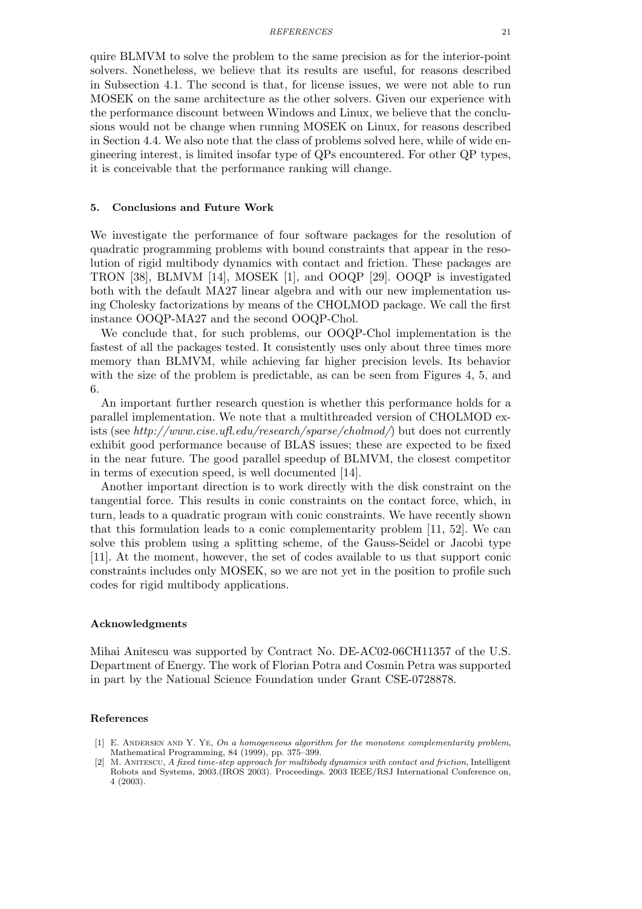quire BLMVM to solve the problem to the same precision as for the interior-point solvers. Nonetheless, we believe that its results are useful, for reasons described in Subsection 4.1. The second is that, for license issues, we were not able to run MOSEK on the same architecture as the other solvers. Given our experience with the performance discount between Windows and Linux, we believe that the conclusions would not be change when running MOSEK on Linux, for reasons described in Section 4.4. We also note that the class of problems solved here, while of wide engineering interest, is limited insofar type of QPs encountered. For other QP types, it is conceivable that the performance ranking will change.

## 5. Conclusions and Future Work

We investigate the performance of four software packages for the resolution of quadratic programming problems with bound constraints that appear in the resolution of rigid multibody dynamics with contact and friction. These packages are TRON [38], BLMVM [14], MOSEK [1], and OOQP [29]. OOQP is investigated both with the default MA27 linear algebra and with our new implementation using Cholesky factorizations by means of the CHOLMOD package. We call the first instance OOQP-MA27 and the second OOQP-Chol.

We conclude that, for such problems, our OOQP-Chol implementation is the fastest of all the packages tested. It consistently uses only about three times more memory than BLMVM, while achieving far higher precision levels. Its behavior with the size of the problem is predictable, as can be seen from Figures 4, 5, and 6.

An important further research question is whether this performance holds for a parallel implementation. We note that a multithreaded version of CHOLMOD exists (see *http://www.cise.ufl.edu/research/sparse/cholmod/*) but does not currently exhibit good performance because of BLAS issues; these are expected to be fixed in the near future. The good parallel speedup of BLMVM, the closest competitor in terms of execution speed, is well documented [14].

Another important direction is to work directly with the disk constraint on the tangential force. This results in conic constraints on the contact force, which, in turn, leads to a quadratic program with conic constraints. We have recently shown that this formulation leads to a conic complementarity problem [11, 52]. We can solve this problem using a splitting scheme, of the Gauss-Seidel or Jacobi type [11]. At the moment, however, the set of codes available to us that support conic constraints includes only MOSEK, so we are not yet in the position to profile such codes for rigid multibody applications.

### Acknowledgments

Mihai Anitescu was supported by Contract No. DE-AC02-06CH11357 of the U.S. Department of Energy. The work of Florian Potra and Cosmin Petra was supported in part by the National Science Foundation under Grant CSE-0728878.

### References

[1] E. Andersen and Y. Ye, *On a homogeneous algorithm for the monotone complementarity problem*, Mathematical Programming, 84 (1999), pp. 375–399.

[2] M. Anitescu, *A fixed time-step approach for multibody dynamics with contact and friction*, Intelligent Robots and Systems, 2003.(IROS 2003). Proceedings. 2003 IEEE/RSJ International Conference on, 4 (2003).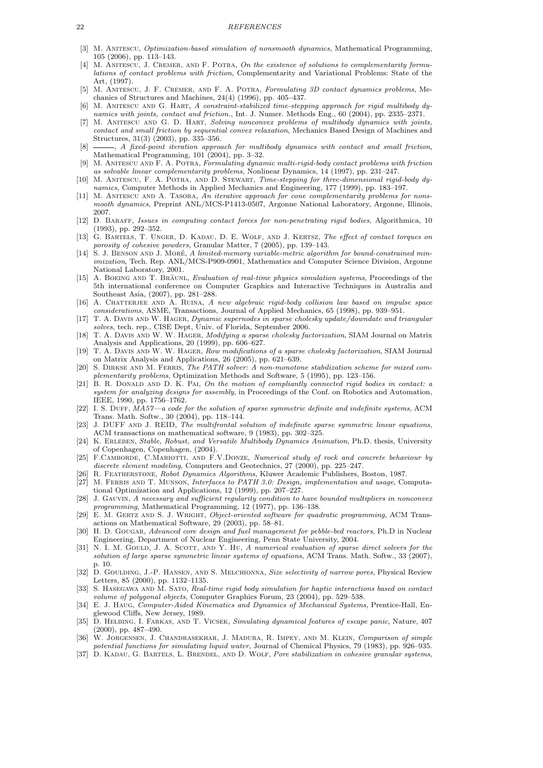- [3] M. Anitescu, *Optimization-based simulation of nonsmooth dynamics*, Mathematical Programming, 105 (2006), pp. 113–143.
- [4] M. Anitescu, J. Cremer, and F. Potra, *On the existence of solutions to complementarity formulations of contact problems with friction*, Complementarity and Variational Problems: State of the Art, (1997).
- [5] M. Anitescu, J. F. Cremer, and F. A. Potra, *Formulating 3D contact dynamics problems*, Mechanics of Structures and Machines, 24(4) (1996), pp. 405–437.
- [6] M. Anitescu and G. Hart, *A constraint-stabilized time-stepping approach for rigid multibody dynamics with joints, contact and friction.*, Int. J. Numer. Methods Eng., 60 (2004), pp. 2335–2371.
- [7] M. Anitescu and G. D. Hart, *Solving nonconvex problems of multibody dynamics with joints, contact and small friction by sequential convex relaxation*, Mechanics Based Design of Machines and Structures, 31(3) (2003), pp. 335–356.
- [8] ———, *A fixed-point iteration approach for multibody dynamics with contact and small friction*, Mathematical Programming, 101 (2004), pp. 3–32.
- [9] M. Anitescu and F. A. Potra, *Formulating dynamic multi-rigid-body contact problems with friction as solvable linear complementarity problems*, Nonlinear Dynamics, 14 (1997), pp. 231–247.
- [10] M. Anitescu, F. A. Potra, and D. Stewart, *Time-stepping for three-dimensional rigid-body dynamics*, Computer Methods in Applied Mechanics and Engineering, 177 (1999), pp. 183–197.
- [11] M. Anitescu and A. Tasora, *An iterative approach for cone complementarity problems for nonsmooth dynamics*, Preprint ANL/MCS-P1413-0507, Argonne National Laboratory, Argonne, Illinois, 2007.
- [12] D. Baraff, *Issues in computing contact forces for non-penetrating rigid bodies*, Algorithmica, 10 (1993), pp. 292–352.
- [13] G. Bartels, T. Unger, D. Kadau, D. E. Wolf, and J. Kertsz, *The effect of contact torques on porosity of cohesive powders*, Granular Matter, 7 (2005), pp. 139–143.
- [14] S. J. Benson and J. Moré, *A limited-memory variable-metric algorithm for bound-constrained minimization*, Tech. Rep. ANL/MCS-P909-0901, Mathematics and Computer Science Division, Argonne National Laboratory, 2001.
- [15] A. Boeing and T. Bräunl, *Evaluation of real-time physics simulation systems*, Proceedings of the 5th international conference on Computer Graphics and Interactive Techniques in Australia and Southeast Asia, (2007), pp. 281–288.
- [16] A. Chatterjee and A. Ruina, *A new algebraic rigid-body collision law based on impulse space considerations*, ASME, Transactions, Journal of Applied Mechanics, 65 (1998), pp. 939–951.
- [17] T. A. Davis and W. Hager, *Dynamic supernodes in sparse cholesky update/downdate and triangular solves*, tech. rep., CISE Dept, Univ. of Florida, September 2006.
- [18] T. A. Davis and W. W. Hager, *Modifying a sparse cholesky factorization*, SIAM Journal on Matrix Analysis and Applications, 20 (1999), pp. 606–627.
- [19] T. A. Davis and W. W. Hager, *Row modifications of a sparse cholesky factorization*, SIAM Journal on Matrix Analysis and Applications, 26 (2005), pp. 621–639.
- [20] S. Dirkse and M. Ferris, *The PATH solver: A non-monotone stabilization scheme for mixed complementarity problems*, Optimization Methods and Software, 5 (1995), pp. 123–156.
- [21] B. R. Donald and D. K. Pai, *On the motion of compliantly connected rigid bodies in contact: a system for analyzing designs for assembly*, in Proceedings of the Conf. on Robotics and Automation, IEEE, 1990, pp. 1756–1762.
- [22] I. S. Duff, *MA57—a code for the solution of sparse symmetric definite and indefinite systems*, ACM Trans. Math. Softw., 30 (2004), pp. 118–144.
- [23] J. Duff and J. Reid, *The multifrontal solution of indefinite sparse symmetric linear equations*, ACM transactions on mathematical software, 9 (1983), pp. 302–325.
- [24] K. Erleben, *Stable, Robust, and Versatile Multibody Dynamics Animation*, Ph.D. thesis, University of Copenhagen, Copenhagen, (2004).
- [25] F.Camborde, C.Mariotti, and F.V.Donze, *Numerical study of rock and concrete behaviour by discrete element modeling*, Computers and Geotechnics, 27 (2000), pp. 225–247.
- [26] R. Featherstone, *Robot Dynamics Algorithms*, Kluwer Academic Publishers, Boston, 1987.
- [27] M. Ferris and T. Munson, *Interfaces to PATH 3.0: Design, implementation and usage*, Computational Optimization and Applications, 12 (1999), pp. 207–227.
- [28] J. Gauvin, *A necessary and sufficient regularity condition to have bounded multipliers in nonconvex programming*, Mathematical Programming, 12 (1977), pp. 136–138.
- [29] E. M. Gertz and S. J. Wright, *Object-oriented software for quadratic programming*, ACM Transactions on Mathematical Software, 29 (2003), pp. 58–81.
- [30] H. D. Gougar, *Advanced core design and fuel management for pebble-bed reactors*, Ph.D in Nuclear Engineering, Department of Nuclear Engineering, Penn State University, 2004.
- [31] N. I. M. Gould, J. A. Scott, and Y. Hu, *A numerical evaluation of sparse direct solvers for the solution of large sparse symmetric linear systems of equations*, ACM Trans. Math. Softw., 33 (2007), p. 10.
- [32] D. Goulding, J.-P. Hansen, and S. Melchionna, *Size selectivity of narrow pores*, Physical Review Letters, 85 (2000), pp. 1132–1135.
- [33] S. Hasegawa and M. Sato, *Real-time rigid body simulation for haptic interactions based on contact volume of polygonal objects*, Computer Graphics Forum, 23 (2004), pp. 529–538.
- [34] E. J. Haug, *Computer-Aided Kinematics and Dynamics of Mechanical Systems*, Prentice-Hall, Englewood Cliffs, New Jersey, 1989.
- [35] D. Helbing, I. Farkas, and T. Vicsek, *Simulating dynamical features of escape panic*, Nature, 407 (2000), pp. 487–490.
- [36] W. Jorgensen, J. Chandrasekhar, J. Madura, R. Impey, and M. Klein, *Comparison of simple potential functions for simulating liquid water*, Journal of Chemical Physics, 79 (1983), pp. 926–935.
- [37] D. Kadau, G. Bartels, L. Brendel, and D. Wolf, *Pore stabilization in cohesive granular systems*,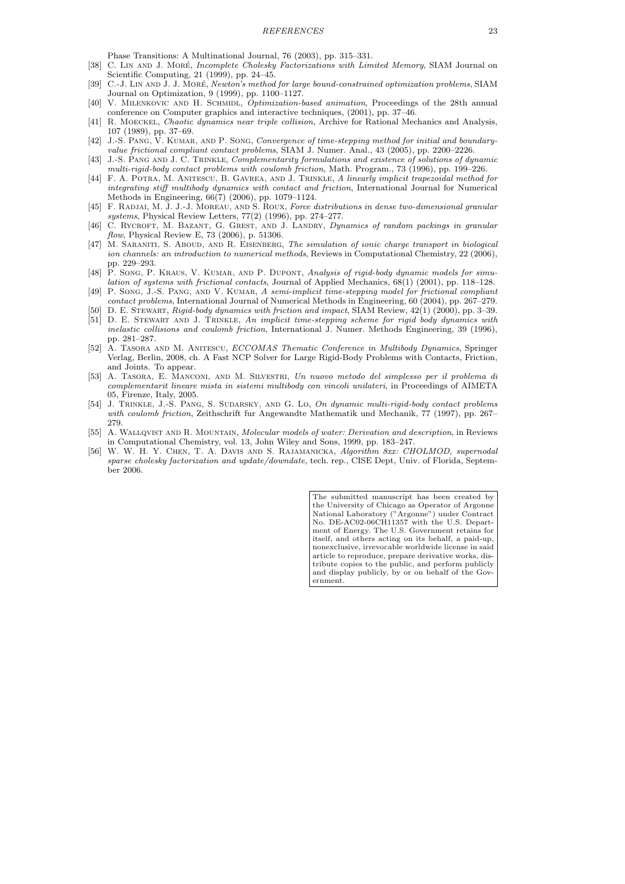Phase Transitions: A Multinational Journal, 76 (2003), pp. 315–331.

[38] C. Lin and J. Moré, *Incomplete Cholesky Factorizations with Limited Memory*, SIAM Journal on Scientific Computing, 21 (1999), pp. 24–45.

[39] C.-J. Lin and J. J. Moré, *Newton's method for large bound-constrained optimization problems*, SIAM Journal on Optimization, 9 (1999), pp. 1100–1127.

[40] V. Milenkovic and H. Schmidl, *Optimization-based animation*, Proceedings of the 28th annual conference on Computer graphics and interactive techniques, (2001), pp. 37–46.

[41] R. Moeckel, *Chaotic dynamics near triple collision*, Archive for Rational Mechanics and Analysis, 107 (1989), pp. 37–69.

[42] J.-S. Pang, V. Kumar, and P. Song, *Convergence of time-stepping method for initial and boundary-value frictional compliant contact problems*, SIAM J. Numer. Anal., 43 (2005), pp. 2200–2226.

[43] J.-S. Pang and J. C. Trinkle, *Complementarity formulations and existence of solutions of dynamic multi-rigid-body contact problems with coulomb friction*, Math. Program., 73 (1996), pp. 199–226.

[44] F. A. Potra, M. Anitescu, B. Gavrea, and J. Trinkle, *A linearly implicit trapezoidal method for integrating stiff multibody dynamics with contact and friction*, International Journal for Numerical Methods in Engineering, 66(7) (2006), pp. 1079–1124.

[45] F. Radjai, M. J. J.-J. Moreau, and S. Roux, *Force distributions in dense two-dimensional granular systems*, Physical Review Letters, 77(2) (1996), pp. 274–277.

[46] C. Rycroft, M. Bazant, G. Grest, and J. Landry, *Dynamics of random packings in granular flow*, Physical Review E, 73 (2006), p. 51306.

[47] M. Saraniti, S. Aboud, and R. Eisenberg, *The simulation of ionic charge transport in biological ion channels: an introduction to numerical methods*, Reviews in Computational Chemistry, 22 (2006), pp. 229–293.

[48] P. Song, P. Kraus, V. Kumar, and P. Dupont, *Analysis of rigid-body dynamic models for simulation of systems with frictional contacts*, Journal of Applied Mechanics, 68(1) (2001), pp. 118–128.

[49] P. Song, J.-S. Pang, and V. Kumar, *A semi-implicit time-stepping model for frictional compliant contact problems*, International Journal of Numerical Methods in Engineering, 60 (2004), pp. 267–279.

[50] D. E. Stewart, *Rigid-body dynamics with friction and impact*, SIAM Review, 42(1) (2000), pp. 3–39.

[51] D. E. Stewart and J. Trinkle, *An implicit time-stepping scheme for rigid body dynamics with inelastic collisions and coulomb friction*, International J. Numer. Methods Engineering, 39 (1996), pp. 281–287.

[52] A. Tasora and M. Anitescu, *ECCOMAS Thematic Conference in Multibody Dynamics*, Springer Verlag, Berlin, 2008, ch. A Fast NCP Solver for Large Rigid-Body Problems with Contacts, Friction, and Joints. To appear.

[53] A. Tasora, E. Manconi, and M. Silvestri, *Un nuovo metodo del simplesso per il problema di complementarit lineare mista in sistemi multibody con vincoli unilateri*, in Proceedings of AIMETA 05, Firenze, Italy, 2005.

[54] J. Trinkle, J.-S. Pang, S. Sudarsky, and G. Lo, *On dynamic multi-rigid-body contact problems with coulomb friction*, Zeithschrift fur Angewandte Mathematik und Mechanik, 77 (1997), pp. 267–279.

[55] A. Wallqvist and R. Mountain, *Molecular models of water: Derivation and description*, in Reviews in Computational Chemistry, vol. 13, John Wiley and Sons, 1999, pp. 183–247.

[56] W. W. H. Y. Chen, T. A. Davis and S. Rajamanicka, *Algorithm 8xx: CHOLMOD, supernodal sparse cholesky factorization and update/downdate*, tech. rep., CISE Dept, Univ. of Florida, September 2006.

The submitted manuscript has been created by the University of Chicago as Operator of Argonne National Laboratory ("Argonne") under Contract No. DE-AC02-06CH11357 with the U.S. Department of Energy. The U.S. Government retains for itself, and others acting on its behalf, a paid-up, nonexclusive, irrevocable worldwide license in said article to reproduce, prepare derivative works, distribute copies to the public, and perform publicly and display publicly, by or on behalf of the Government.